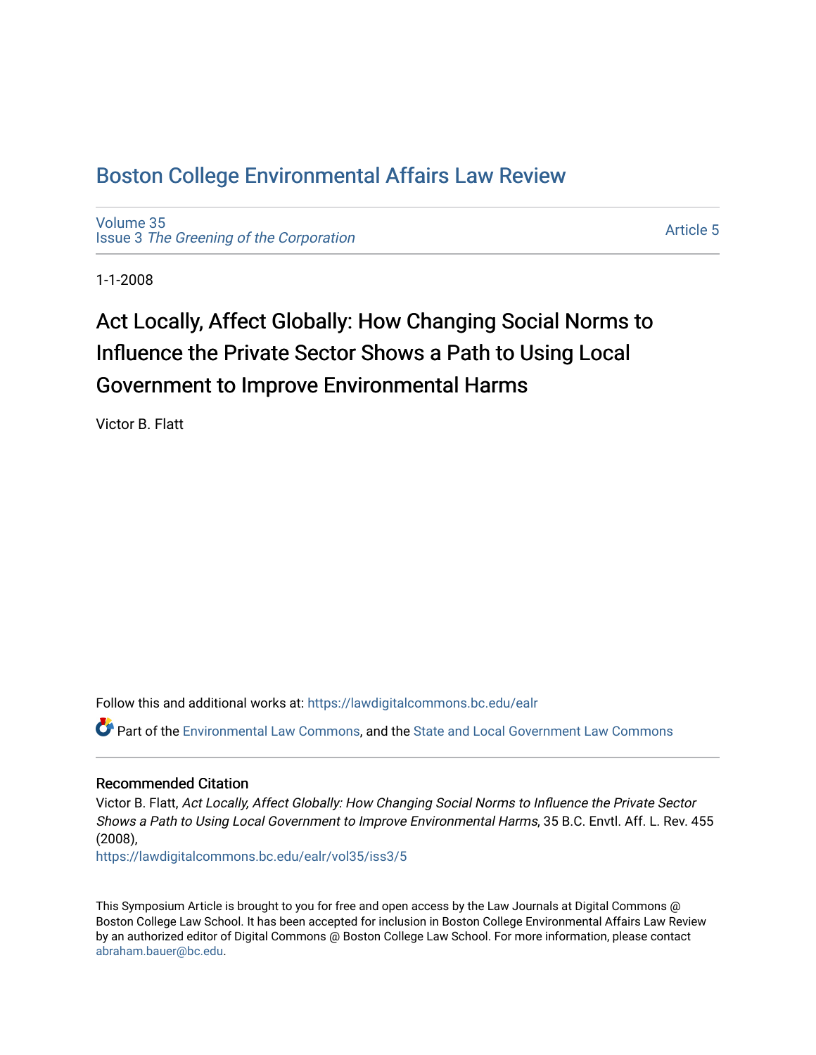# Boston College Environmental Affairs Law Review

Volume 35
Issue 3 *The Greening of the Corporation*

Article 5

1-1-2008

## Act Locally, Affect Globally: How Changing Social Norms to Influence the Private Sector Shows a Path to Using Local Government to Improve Environmental Harms

Victor B. Flatt

Follow this and additional works at: https://lawdigitalcommons.bc.edu/ealr

Part of the Environmental Law Commons, and the State and Local Government Law Commons

### Recommended Citation

Victor B. Flatt, *Act Locally, Affect Globally: How Changing Social Norms to Influence the Private Sector Shows a Path to Using Local Government to Improve Environmental Harms*, 35 B.C. Envtl. Aff. L. Rev. 455 (2008),
https://lawdigitalcommons.bc.edu/ealr/vol35/iss3/5

This Symposium Article is brought to you for free and open access by the Law Journals at Digital Commons @ Boston College Law School. It has been accepted for inclusion in Boston College Environmental Affairs Law Review by an authorized editor of Digital Commons @ Boston College Law School. For more information, please contact abraham.bauer@bc.edu.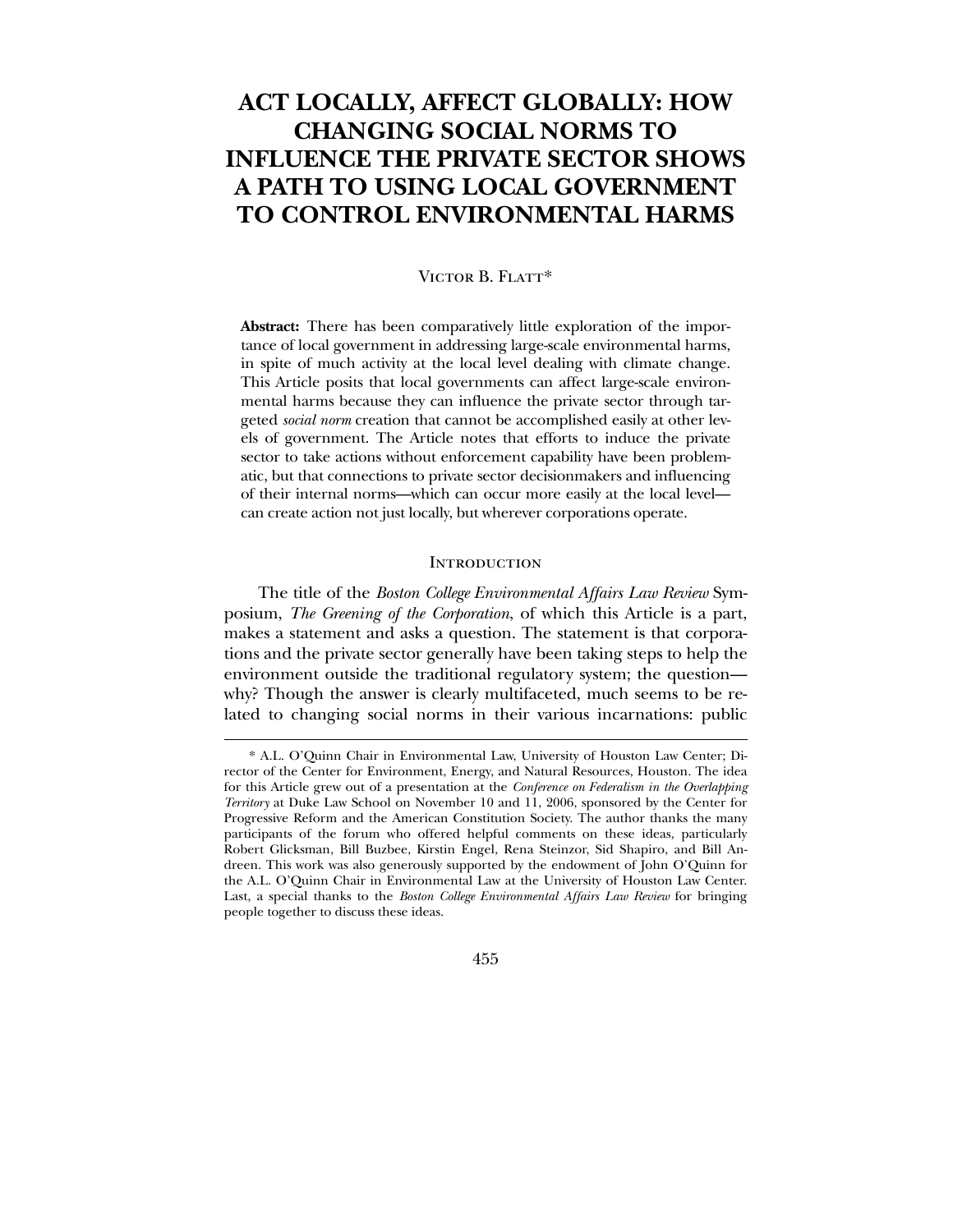# ACT LOCALLY, AFFECT GLOBALLY: HOW CHANGING SOCIAL NORMS TO INFLUENCE THE PRIVATE SECTOR SHOWS A PATH TO USING LOCAL GOVERNMENT TO CONTROL ENVIRONMENTAL HARMS

Victor B. Flatt*

**Abstract:** There has been comparatively little exploration of the importance of local government in addressing large-scale environmental harms, in spite of much activity at the local level dealing with climate change. This Article posits that local governments can affect large-scale environmental harms because they can influence the private sector through targeted *social norm* creation that cannot be accomplished easily at other levels of government. The Article notes that efforts to induce the private sector to take actions without enforcement capability have been problematic, but that connections to private sector decisionmakers and influencing of their internal norms—which can occur more easily at the local level—can create action not just locally, but wherever corporations operate.

## Introduction

The title of the *Boston College Environmental Affairs Law Review* Symposium, *The Greening of the Corporation*, of which this Article is a part, makes a statement and asks a question. The statement is that corporations and the private sector generally have been taking steps to help the environment outside the traditional regulatory system; the question—why? Though the answer is clearly multifaceted, much seems to be related to changing social norms in their various incarnations: public

---

\* A.L. O'Quinn Chair in Environmental Law, University of Houston Law Center; Director of the Center for Environment, Energy, and Natural Resources, Houston. The idea for this Article grew out of a presentation at the *Conference on Federalism in the Overlapping Territory* at Duke Law School on November 10 and 11, 2006, sponsored by the Center for Progressive Reform and the American Constitution Society. The author thanks the many participants of the forum who offered helpful comments on these ideas, particularly Robert Glicksman, Bill Buzbee, Kirstin Engel, Rena Steinzor, Sid Shapiro, and Bill Andreen. This work was also generously supported by the endowment of John O'Quinn for the A.L. O'Quinn Chair in Environmental Law at the University of Houston Law Center. Last, a special thanks to the *Boston College Environmental Affairs Law Review* for bringing people together to discuss these ideas.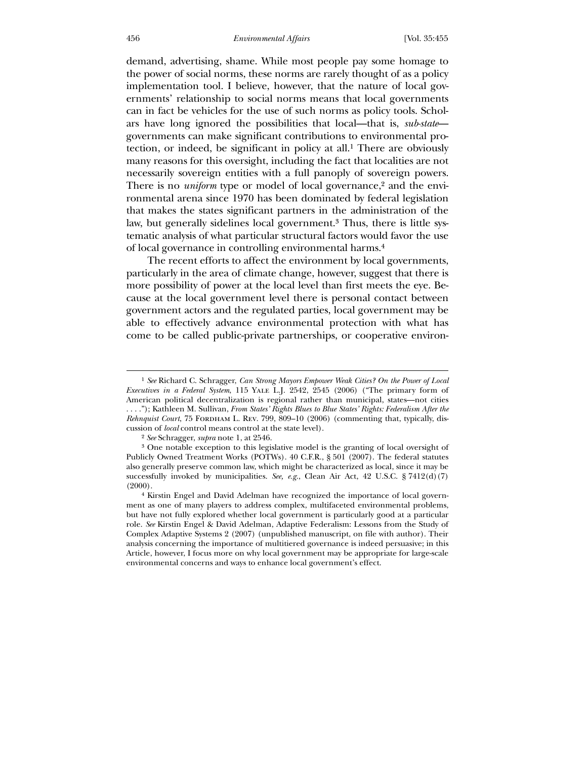demand, advertising, shame. While most people pay some homage to the power of social norms, these norms are rarely thought of as a policy implementation tool. I believe, however, that the nature of local governments' relationship to social norms means that local governments can in fact be vehicles for the use of such norms as policy tools. Scholars have long ignored the possibilities that local—that is, *sub-state*—governments can make significant contributions to environmental protection, or indeed, be significant in policy at all.[1] There are obviously many reasons for this oversight, including the fact that localities are not necessarily sovereign entities with a full panoply of sovereign powers. There is no *uniform* type or model of local governance,[2] and the environmental arena since 1970 has been dominated by federal legislation that makes the states significant partners in the administration of the law, but generally sidelines local government.[3] Thus, there is little systematic analysis of what particular structural factors would favor the use of local governance in controlling environmental harms.[4]

The recent efforts to affect the environment by local governments, particularly in the area of climate change, however, suggest that there is more possibility of power at the local level than first meets the eye. Because at the local government level there is personal contact between government actors and the regulated parties, local government may be able to effectively advance environmental protection with what has come to be called public-private partnerships, or cooperative environ-

---

[1] *See* Richard C. Schragger, *Can Strong Mayors Empower Weak Cities? On the Power of Local Executives in a Federal System*, 115 Yale L.J. 2542, 2545 (2006) ("The primary form of American political decentralization is regional rather than municipal, states—not cities . . . ."); Kathleen M. Sullivan, *From States' Rights Blues to Blue States' Rights: Federalism After the Rehnquist Court*, 75 Fordham L. Rev. 799, 809–10 (2006) (commenting that, typically, discussion of *local* control means control at the state level).

[2] *See* Schragger, *supra* note 1, at 2546.

[3] One notable exception to this legislative model is the granting of local oversight of Publicly Owned Treatment Works (POTWs). 40 C.F.R., § 501 (2007). The federal statutes also generally preserve common law, which might be characterized as local, since it may be successfully invoked by municipalities. *See, e.g.*, Clean Air Act, 42 U.S.C. § 7412(d)(7) (2000).

[4] Kirstin Engel and David Adelman have recognized the importance of local government as one of many players to address complex, multifaceted environmental problems, but have not fully explored whether local government is particularly good at a particular role. *See* Kirstin Engel & David Adelman, Adaptive Federalism: Lessons from the Study of Complex Adaptive Systems 2 (2007) (unpublished manuscript, on file with author). Their analysis concerning the importance of multitiered governance is indeed persuasive; in this Article, however, I focus more on why local government may be appropriate for large-scale environmental concerns and ways to enhance local government's effect.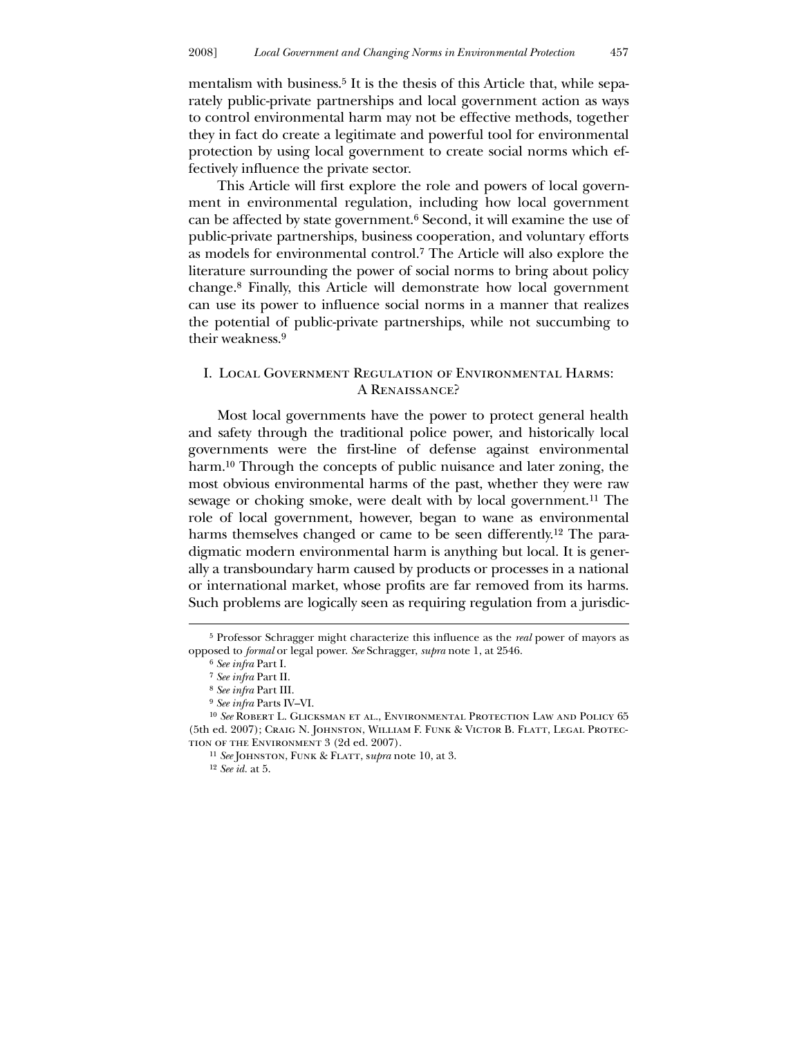mentalism with business.[5] It is the thesis of this Article that, while separately public-private partnerships and local government action as ways to control environmental harm may not be effective methods, together they in fact do create a legitimate and powerful tool for environmental protection by using local government to create social norms which effectively influence the private sector.

This Article will first explore the role and powers of local government in environmental regulation, including how local government can be affected by state government.[6] Second, it will examine the use of public-private partnerships, business cooperation, and voluntary efforts as models for environmental control.[7] The Article will also explore the literature surrounding the power of social norms to bring about policy change.[8] Finally, this Article will demonstrate how local government can use its power to influence social norms in a manner that realizes the potential of public-private partnerships, while not succumbing to their weakness.[9]

## I. Local Government Regulation of Environmental Harms: A Renaissance?

Most local governments have the power to protect general health and safety through the traditional police power, and historically local governments were the first-line of defense against environmental harm.[10] Through the concepts of public nuisance and later zoning, the most obvious environmental harms of the past, whether they were raw sewage or choking smoke, were dealt with by local government.[11] The role of local government, however, began to wane as environmental harms themselves changed or came to be seen differently.[12] The paradigmatic modern environmental harm is anything but local. It is generally a transboundary harm caused by products or processes in a national or international market, whose profits are far removed from its harms. Such problems are logically seen as requiring regulation from a jurisdic-

---

[5] Professor Schragger might characterize this influence as the *real* power of mayors as opposed to *formal* or legal power. *See* Schragger, *supra* note 1, at 2546.

[6] *See infra* Part I.

[7] *See infra* Part II.

[8] *See infra* Part III.

[9] *See infra* Parts IV–VI.

[10] *See* Robert L. Glicksman et al., Environmental Protection Law and Policy 65 (5th ed. 2007); Craig N. Johnston, William F. Funk & Victor B. Flatt, Legal Protection of the Environment 3 (2d ed. 2007).

[11] *See* Johnston, Funk & Flatt, s*upra* note 10, at 3.

[12] *See id.* at 5.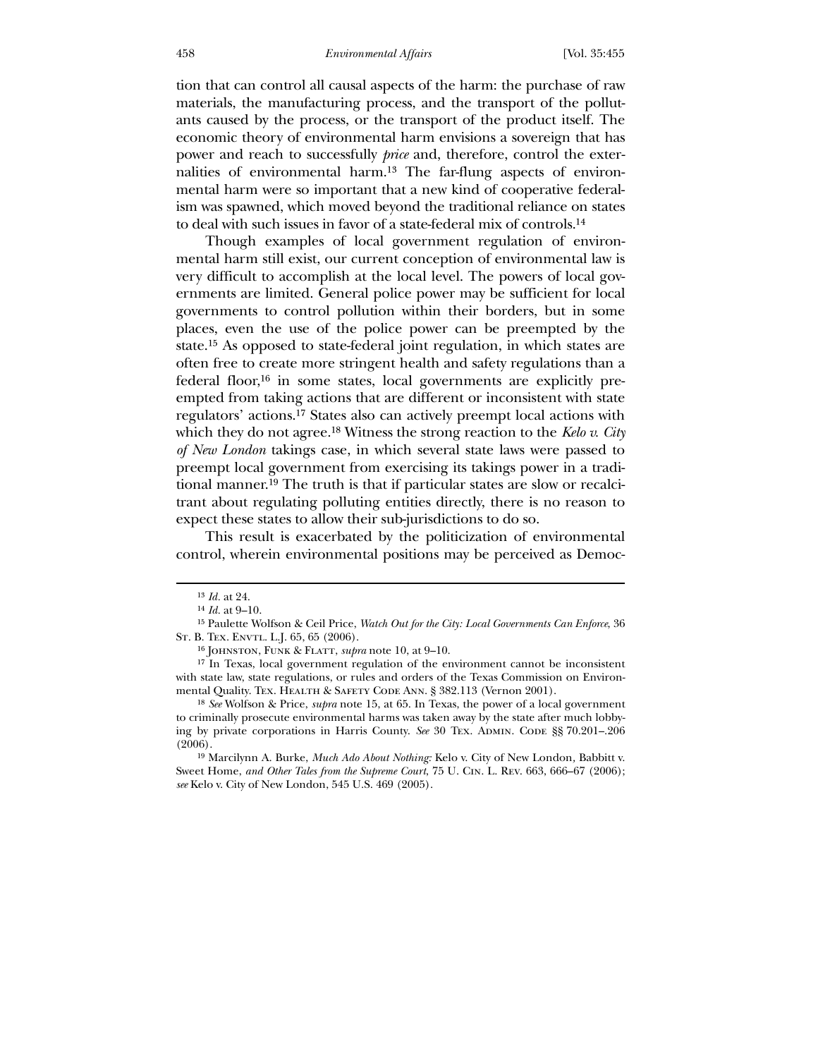tion that can control all causal aspects of the harm: the purchase of raw materials, the manufacturing process, and the transport of the pollutants caused by the process, or the transport of the product itself. The economic theory of environmental harm envisions a sovereign that has power and reach to successfully *price* and, therefore, control the externalities of environmental harm.[13] The far-flung aspects of environmental harm were so important that a new kind of cooperative federalism was spawned, which moved beyond the traditional reliance on states to deal with such issues in favor of a state-federal mix of controls.[14]

Though examples of local government regulation of environmental harm still exist, our current conception of environmental law is very difficult to accomplish at the local level. The powers of local governments are limited. General police power may be sufficient for local governments to control pollution within their borders, but in some places, even the use of the police power can be preempted by the state.[15] As opposed to state-federal joint regulation, in which states are often free to create more stringent health and safety regulations than a federal floor,[16] in some states, local governments are explicitly preempted from taking actions that are different or inconsistent with state regulators' actions.[17] States also can actively preempt local actions with which they do not agree.[18] Witness the strong reaction to the *Kelo v. City of New London* takings case, in which several state laws were passed to preempt local government from exercising its takings power in a traditional manner.[19] The truth is that if particular states are slow or recalcitrant about regulating polluting entities directly, there is no reason to expect these states to allow their sub-jurisdictions to do so.

This result is exacerbated by the politicization of environmental control, wherein environmental positions may be perceived as Democ-

---

[13] *Id.* at 24.

[14] *Id.* at 9–10.

[15] Paulette Wolfson & Ceil Price, *Watch Out for the City: Local Governments Can Enforce*, 36 St. B. Tex. Envtl. L.J. 65, 65 (2006).

[16] Johnston, Funk & Flatt, *supra* note 10, at 9–10.

[17] In Texas, local government regulation of the environment cannot be inconsistent with state law, state regulations, or rules and orders of the Texas Commission on Environmental Quality. Tex. Health & Safety Code Ann. § 382.113 (Vernon 2001).

[18] *See* Wolfson & Price, *supra* note 15, at 65. In Texas, the power of a local government to criminally prosecute environmental harms was taken away by the state after much lobbying by private corporations in Harris County. *See* 30 Tex. Admin. Code §§ 70.201–.206 (2006).

[19] Marcilynn A. Burke, *Much Ado About Nothing:* Kelo v. City of New London, Babbitt v. Sweet Home, *and Other Tales from the Supreme Court*, 75 U. Cin. L. Rev. 663, 666–67 (2006); *see* Kelo v. City of New London, 545 U.S. 469 (2005).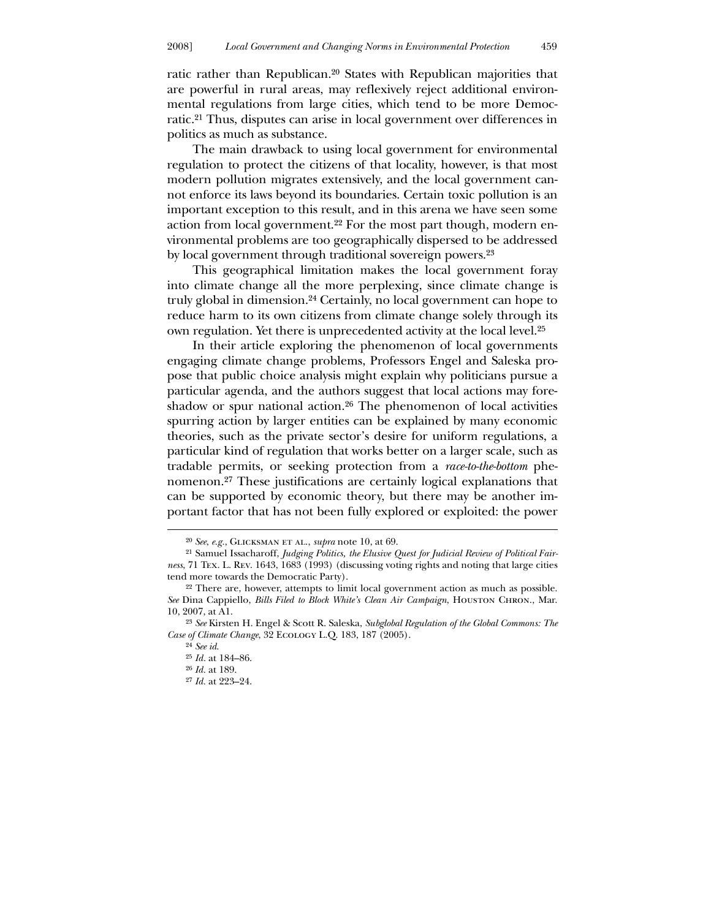ratic rather than Republican.[20] States with Republican majorities that are powerful in rural areas, may reflexively reject additional environmental regulations from large cities, which tend to be more Democratic.[21] Thus, disputes can arise in local government over differences in politics as much as substance.

The main drawback to using local government for environmental regulation to protect the citizens of that locality, however, is that most modern pollution migrates extensively, and the local government cannot enforce its laws beyond its boundaries. Certain toxic pollution is an important exception to this result, and in this arena we have seen some action from local government.[22] For the most part though, modern environmental problems are too geographically dispersed to be addressed by local government through traditional sovereign powers.[23]

This geographical limitation makes the local government foray into climate change all the more perplexing, since climate change is truly global in dimension.[24] Certainly, no local government can hope to reduce harm to its own citizens from climate change solely through its own regulation. Yet there is unprecedented activity at the local level.[25]

In their article exploring the phenomenon of local governments engaging climate change problems, Professors Engel and Saleska propose that public choice analysis might explain why politicians pursue a particular agenda, and the authors suggest that local actions may foreshadow or spur national action.[26] The phenomenon of local activities spurring action by larger entities can be explained by many economic theories, such as the private sector's desire for uniform regulations, a particular kind of regulation that works better on a larger scale, such as tradable permits, or seeking protection from a *race-to-the-bottom* phenomenon.[27] These justifications are certainly logical explanations that can be supported by economic theory, but there may be another important factor that has not been fully explored or exploited: the power

---

[20] *See, e.g.*, Glicksman et al., *supra* note 10, at 69.

[21] Samuel Issacharoff, *Judging Politics, the Elusive Quest for Judicial Review of Political Fairness*, 71 Tex. L. Rev. 1643, 1683 (1993) (discussing voting rights and noting that large cities tend more towards the Democratic Party).

[22] There are, however, attempts to limit local government action as much as possible. *See* Dina Cappiello, *Bills Filed to Block White's Clean Air Campaign*, Houston Chron., Mar. 10, 2007, at A1.

[23] *See* Kirsten H. Engel & Scott R. Saleska, *Subglobal Regulation of the Global Commons: The Case of Climate Change*, 32 Ecology L.Q. 183, 187 (2005).

[24] *See id.*

[25] *Id.* at 184–86.

[26] *Id.* at 189.

[27] *Id.* at 223–24.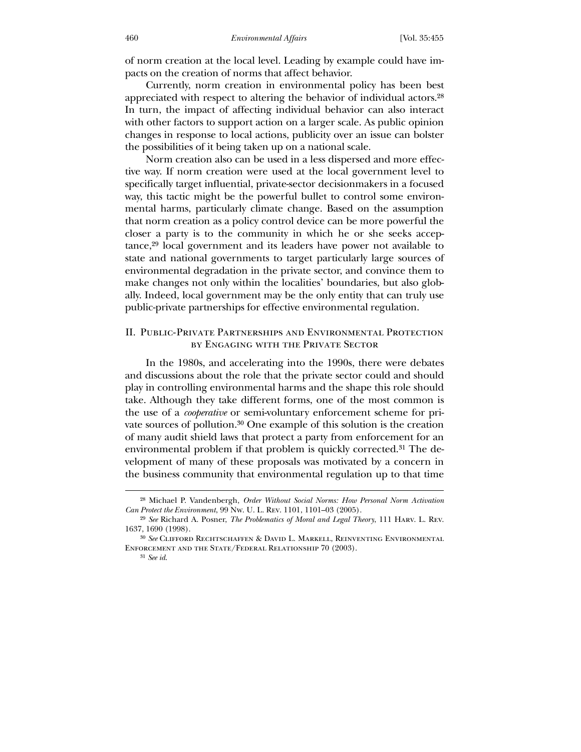of norm creation at the local level. Leading by example could have impacts on the creation of norms that affect behavior.

Currently, norm creation in environmental policy has been best appreciated with respect to altering the behavior of individual actors.[28] In turn, the impact of affecting individual behavior can also interact with other factors to support action on a larger scale. As public opinion changes in response to local actions, publicity over an issue can bolster the possibilities of it being taken up on a national scale.

Norm creation also can be used in a less dispersed and more effective way. If norm creation were used at the local government level to specifically target influential, private-sector decisionmakers in a focused way, this tactic might be the powerful bullet to control some environmental harms, particularly climate change. Based on the assumption that norm creation as a policy control device can be more powerful the closer a party is to the community in which he or she seeks acceptance,[29] local government and its leaders have power not available to state and national governments to target particularly large sources of environmental degradation in the private sector, and convince them to make changes not only within the localities' boundaries, but also globally. Indeed, local government may be the only entity that can truly use public-private partnerships for effective environmental regulation.

## II. Public-Private Partnerships and Environmental Protection by Engaging with the Private Sector

In the 1980s, and accelerating into the 1990s, there were debates and discussions about the role that the private sector could and should play in controlling environmental harms and the shape this role should take. Although they take different forms, one of the most common is the use of a *cooperative* or semi-voluntary enforcement scheme for private sources of pollution.[30] One example of this solution is the creation of many audit shield laws that protect a party from enforcement for an environmental problem if that problem is quickly corrected.[31] The development of many of these proposals was motivated by a concern in the business community that environmental regulation up to that time

---

[28] Michael P. Vandenbergh, *Order Without Social Norms: How Personal Norm Activation Can Protect the Environment*, 99 Nw. U. L. Rev. 1101, 1101–03 (2005).

[29] *See* Richard A. Posner, *The Problematics of Moral and Legal Theory*, 111 Harv. L. Rev. 1637, 1690 (1998).

[30] *See* Clifford Rechtschaffen & David L. Markell, Reinventing Environmental Enforcement and the State/Federal Relationship 70 (2003).

[31] *See id.*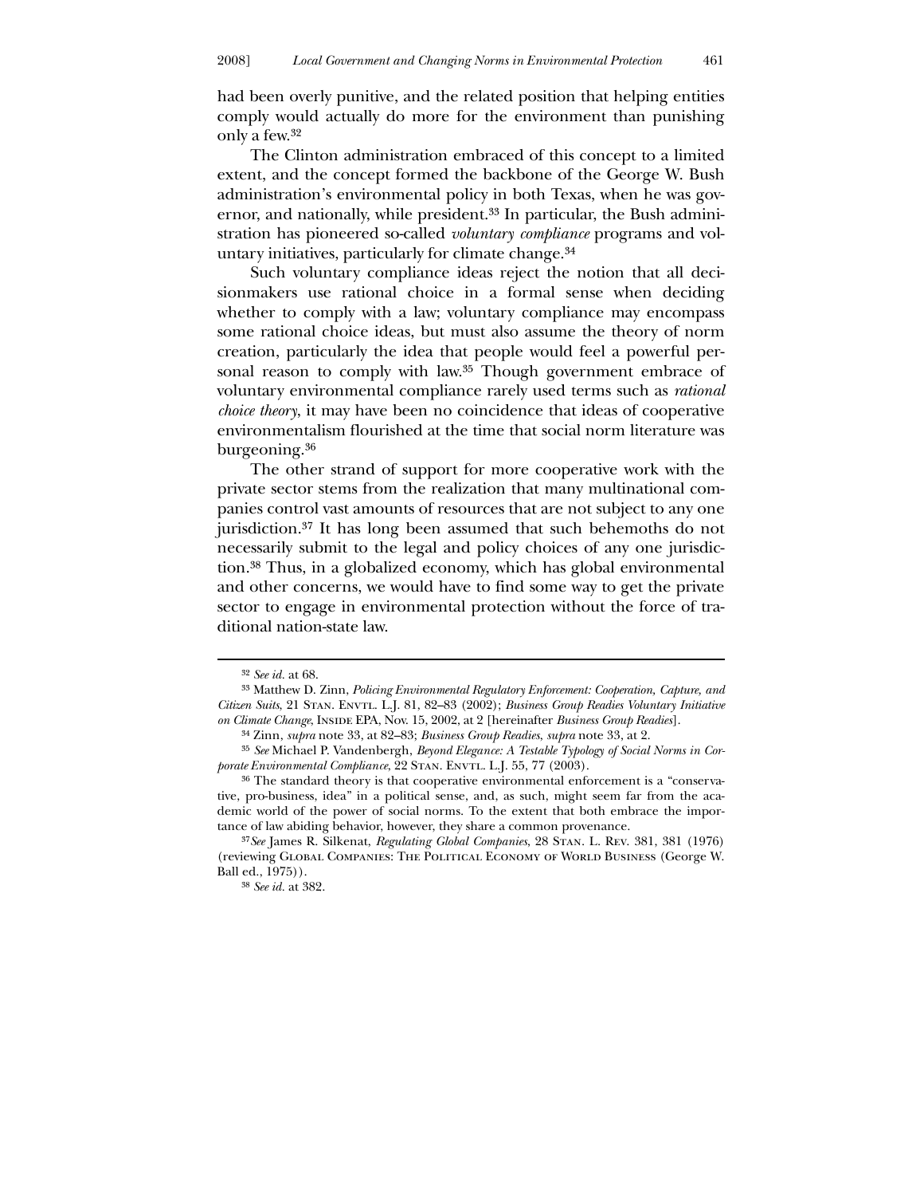had been overly punitive, and the related position that helping entities comply would actually do more for the environment than punishing only a few.[32]

The Clinton administration embraced of this concept to a limited extent, and the concept formed the backbone of the George W. Bush administration's environmental policy in both Texas, when he was governor, and nationally, while president.[33] In particular, the Bush administration has pioneered so-called *voluntary compliance* programs and voluntary initiatives, particularly for climate change.[34]

Such voluntary compliance ideas reject the notion that all decisionmakers use rational choice in a formal sense when deciding whether to comply with a law; voluntary compliance may encompass some rational choice ideas, but must also assume the theory of norm creation, particularly the idea that people would feel a powerful personal reason to comply with law.[35] Though government embrace of voluntary environmental compliance rarely used terms such as *rational choice theory*, it may have been no coincidence that ideas of cooperative environmentalism flourished at the time that social norm literature was burgeoning.[36]

The other strand of support for more cooperative work with the private sector stems from the realization that many multinational companies control vast amounts of resources that are not subject to any one jurisdiction.[37] It has long been assumed that such behemoths do not necessarily submit to the legal and policy choices of any one jurisdiction.[38] Thus, in a globalized economy, which has global environmental and other concerns, we would have to find some way to get the private sector to engage in environmental protection without the force of traditional nation-state law.

---

[32] *See id.* at 68.

[33] Matthew D. Zinn, *Policing Environmental Regulatory Enforcement: Cooperation, Capture, and Citizen Suits*, 21 Stan. Envtl. L.J. 81, 82–83 (2002); *Business Group Readies Voluntary Initiative on Climate Change*, Inside EPA, Nov. 15, 2002, at 2 [hereinafter *Business Group Readies*].

[34] Zinn, *supra* note 33, at 82–83; *Business Group Readies*, *supra* note 33, at 2.

[35] *See* Michael P. Vandenbergh, *Beyond Elegance: A Testable Typology of Social Norms in Corporate Environmental Compliance*, 22 Stan. Envtl. L.J. 55, 77 (2003).

[36] The standard theory is that cooperative environmental enforcement is a "conservative, pro-business, idea" in a political sense, and, as such, might seem far from the academic world of the power of social norms. To the extent that both embrace the importance of law abiding behavior, however, they share a common provenance.

[37] *See* James R. Silkenat, *Regulating Global Companies*, 28 Stan. L. Rev. 381, 381 (1976) (reviewing Global Companies: The Political Economy of World Business (George W. Ball ed., 1975)).

[38] *See id.* at 382.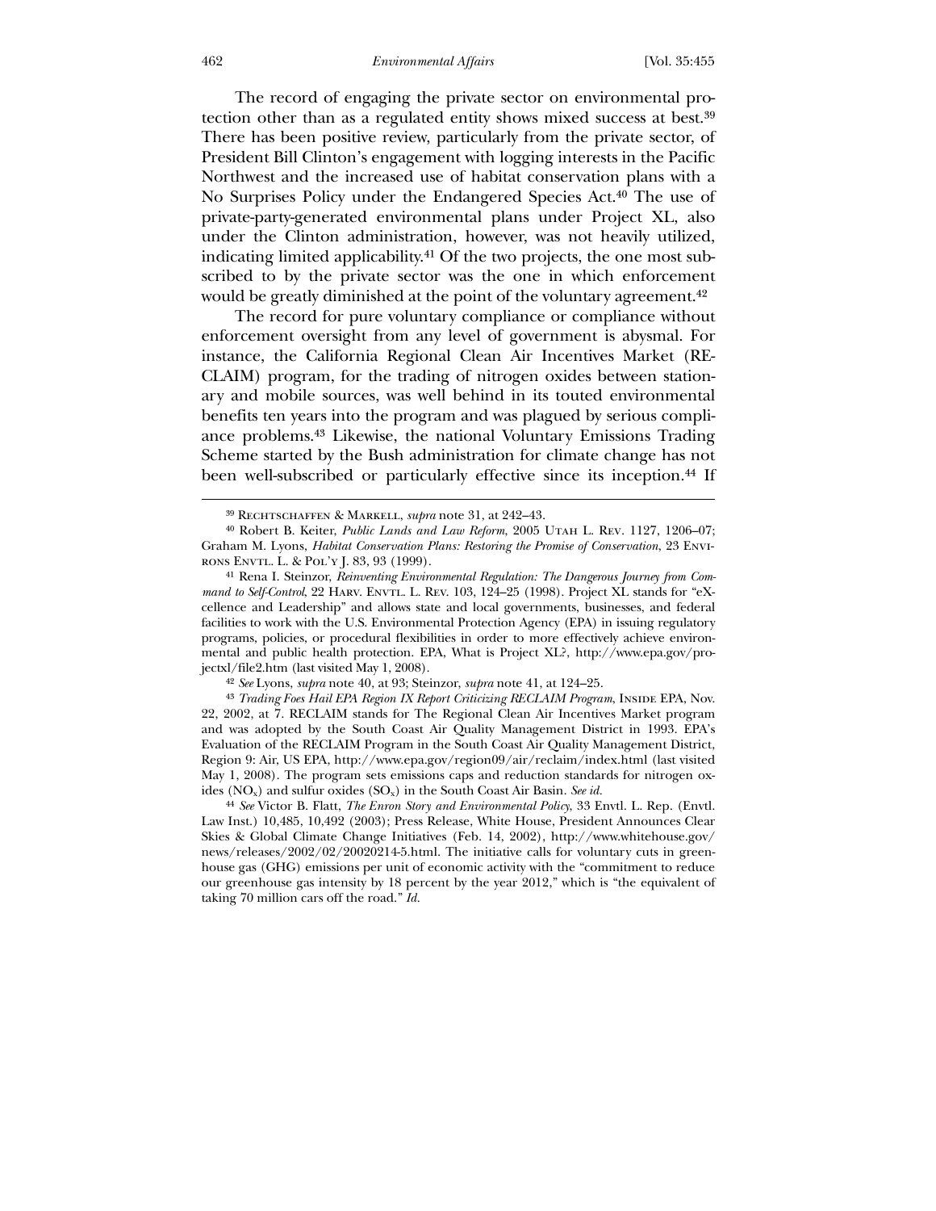The record of engaging the private sector on environmental protection other than as a regulated entity shows mixed success at best.[39] There has been positive review, particularly from the private sector, of President Bill Clinton's engagement with logging interests in the Pacific Northwest and the increased use of habitat conservation plans with a No Surprises Policy under the Endangered Species Act.[40] The use of private-party-generated environmental plans under Project XL, also under the Clinton administration, however, was not heavily utilized, indicating limited applicability.[41] Of the two projects, the one most subscribed to by the private sector was the one in which enforcement would be greatly diminished at the point of the voluntary agreement.[42]

The record for pure voluntary compliance or compliance without enforcement oversight from any level of government is abysmal. For instance, the California Regional Clean Air Incentives Market (RECLAIM) program, for the trading of nitrogen oxides between stationary and mobile sources, was well behind in its touted environmental benefits ten years into the program and was plagued by serious compliance problems.[43] Likewise, the national Voluntary Emissions Trading Scheme started by the Bush administration for climate change has not been well-subscribed or particularly effective since its inception.[44] If

---

[39] Rechtschaffen & Markell, *supra* note 31, at 242–43.

[40] Robert B. Keiter, *Public Lands and Law Reform*, 2005 Utah L. Rev. 1127, 1206–07; Graham M. Lyons, *Habitat Conservation Plans: Restoring the Promise of Conservation*, 23 Environs Envtl. L. & Pol'y J. 83, 93 (1999).

[41] Rena I. Steinzor, *Reinventing Environmental Regulation: The Dangerous Journey from Command to Self-Control*, 22 Harv. Envtl. L. Rev. 103, 124–25 (1998). Project XL stands for "eXcellence and Leadership" and allows state and local governments, businesses, and federal facilities to work with the U.S. Environmental Protection Agency (EPA) in issuing regulatory programs, policies, or procedural flexibilities in order to more effectively achieve environmental and public health protection. EPA, What is Project XL?, http://www.epa.gov/projectxl/file2.htm (last visited May 1, 2008).

[42] *See* Lyons, *supra* note 40, at 93; Steinzor, *supra* note 41, at 124–25.

[43] *Trading Foes Hail EPA Region IX Report Criticizing RECLAIM Program*, Inside EPA, Nov. 22, 2002, at 7. RECLAIM stands for The Regional Clean Air Incentives Market program and was adopted by the South Coast Air Quality Management District in 1993. EPA's Evaluation of the RECLAIM Program in the South Coast Air Quality Management District, Region 9: Air, US EPA, http://www.epa.gov/region09/air/reclaim/index.html (last visited May 1, 2008). The program sets emissions caps and reduction standards for nitrogen oxides ($NO_x$) and sulfur oxides ($SO_x$) in the South Coast Air Basin. *See id.*

[44] *See* Victor B. Flatt, *The Enron Story and Environmental Policy*, 33 Envtl. L. Rep. (Envtl. Law Inst.) 10,485, 10,492 (2003); Press Release, White House, President Announces Clear Skies & Global Climate Change Initiatives (Feb. 14, 2002), http://www.whitehouse.gov/news/releases/2002/02/20020214-5.html. The initiative calls for voluntary cuts in greenhouse gas (GHG) emissions per unit of economic activity with the "commitment to reduce our greenhouse gas intensity by 18 percent by the year 2012," which is "the equivalent of taking 70 million cars off the road." *Id.*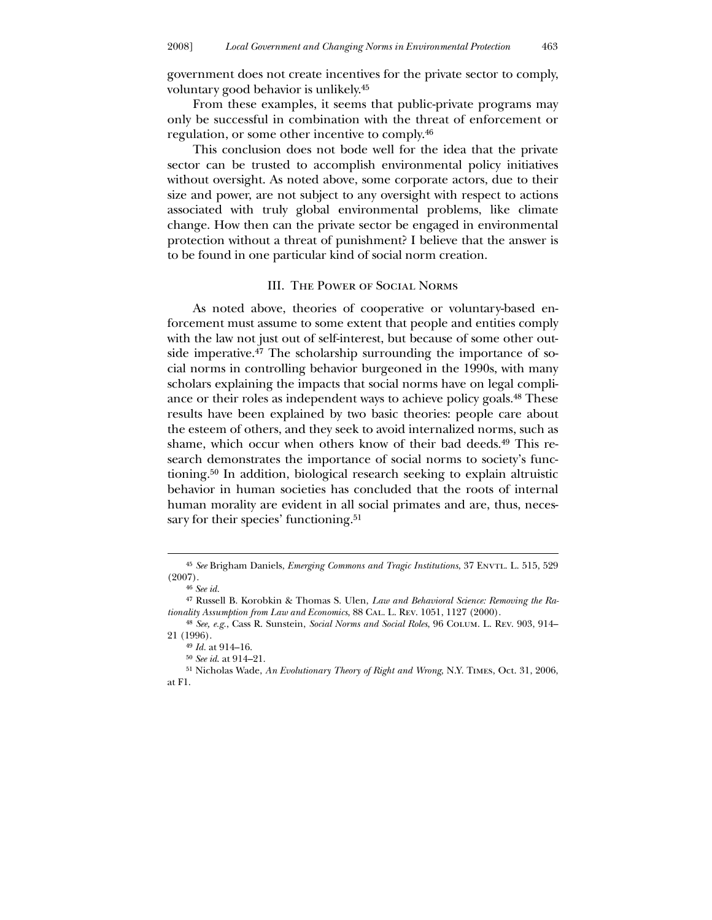government does not create incentives for the private sector to comply, voluntary good behavior is unlikely.[45]

From these examples, it seems that public-private programs may only be successful in combination with the threat of enforcement or regulation, or some other incentive to comply.[46]

This conclusion does not bode well for the idea that the private sector can be trusted to accomplish environmental policy initiatives without oversight. As noted above, some corporate actors, due to their size and power, are not subject to any oversight with respect to actions associated with truly global environmental problems, like climate change. How then can the private sector be engaged in environmental protection without a threat of punishment? I believe that the answer is to be found in one particular kind of social norm creation.

## III. The Power of Social Norms

As noted above, theories of cooperative or voluntary-based enforcement must assume to some extent that people and entities comply with the law not just out of self-interest, but because of some other outside imperative.[47] The scholarship surrounding the importance of social norms in controlling behavior burgeoned in the 1990s, with many scholars explaining the impacts that social norms have on legal compliance or their roles as independent ways to achieve policy goals.[48] These results have been explained by two basic theories: people care about the esteem of others, and they seek to avoid internalized norms, such as shame, which occur when others know of their bad deeds.[49] This research demonstrates the importance of social norms to society's functioning.[50] In addition, biological research seeking to explain altruistic behavior in human societies has concluded that the roots of internal human morality are evident in all social primates and are, thus, necessary for their species' functioning.[51]

---

[45] *See* Brigham Daniels, *Emerging Commons and Tragic Institutions*, 37 Envtl. L. 515, 529 (2007).

[46] *See id.*

[47] Russell B. Korobkin & Thomas S. Ulen, *Law and Behavioral Science: Removing the Rationality Assumption from Law and Economics*, 88 Cal. L. Rev. 1051, 1127 (2000).

[48] *See, e.g.*, Cass R. Sunstein, *Social Norms and Social Roles*, 96 Colum. L. Rev. 903, 914–21 (1996).

[49] *Id.* at 914–16.

[50] *See id.* at 914–21.

[51] Nicholas Wade, *An Evolutionary Theory of Right and Wrong*, N.Y. Times, Oct. 31, 2006, at F1.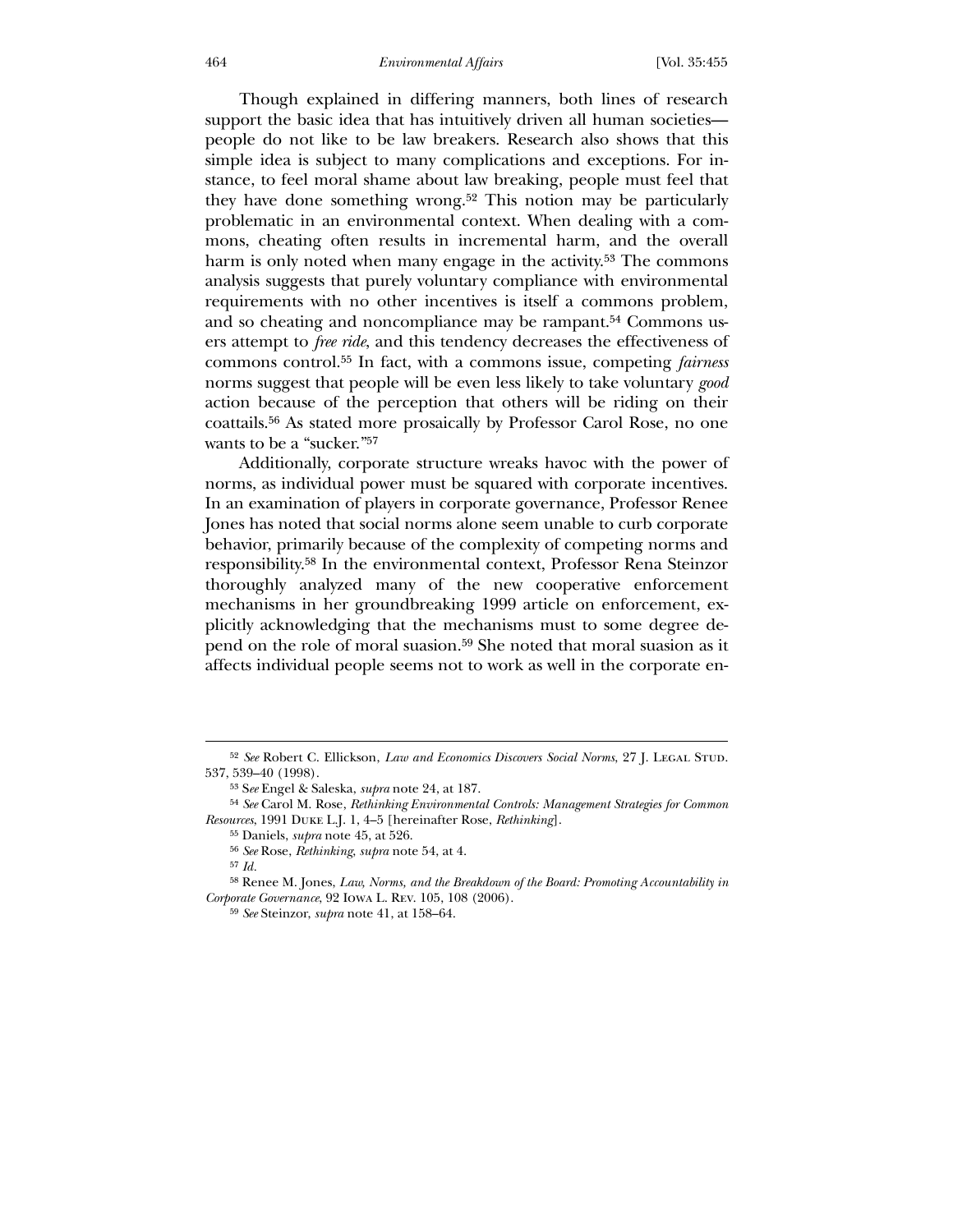Though explained in differing manners, both lines of research support the basic idea that has intuitively driven all human societies—people do not like to be law breakers. Research also shows that this simple idea is subject to many complications and exceptions. For instance, to feel moral shame about law breaking, people must feel that they have done something wrong.[52] This notion may be particularly problematic in an environmental context. When dealing with a commons, cheating often results in incremental harm, and the overall harm is only noted when many engage in the activity.[53] The commons analysis suggests that purely voluntary compliance with environmental requirements with no other incentives is itself a commons problem, and so cheating and noncompliance may be rampant.[54] Commons users attempt to *free ride*, and this tendency decreases the effectiveness of commons control.[55] In fact, with a commons issue, competing *fairness* norms suggest that people will be even less likely to take voluntary *good* action because of the perception that others will be riding on their coattails.[56] As stated more prosaically by Professor Carol Rose, no one wants to be a "sucker."[57]

Additionally, corporate structure wreaks havoc with the power of norms, as individual power must be squared with corporate incentives. In an examination of players in corporate governance, Professor Renee Jones has noted that social norms alone seem unable to curb corporate behavior, primarily because of the complexity of competing norms and responsibility.[58] In the environmental context, Professor Rena Steinzor thoroughly analyzed many of the new cooperative enforcement mechanisms in her groundbreaking 1999 article on enforcement, explicitly acknowledging that the mechanisms must to some degree depend on the role of moral suasion.[59] She noted that moral suasion as it affects individual people seems not to work as well in the corporate en-

---

[52] *See* Robert C. Ellickson, *Law and Economics Discovers Social Norms*, 27 J. Legal Stud. 537, 539–40 (1998).

[53] *See* Engel & Saleska, *supra* note 24, at 187.

[54] *See* Carol M. Rose, *Rethinking Environmental Controls: Management Strategies for Common Resources*, 1991 Duke L.J. 1, 4–5 [hereinafter Rose, *Rethinking*].

[55] Daniels, *supra* note 45, at 526.

[56] *See* Rose, *Rethinking*, *supra* note 54, at 4.

[57] *Id.*

[58] Renee M. Jones, *Law, Norms, and the Breakdown of the Board: Promoting Accountability in Corporate Governance*, 92 Iowa L. Rev. 105, 108 (2006).

[59] *See* Steinzor, *supra* note 41, at 158–64.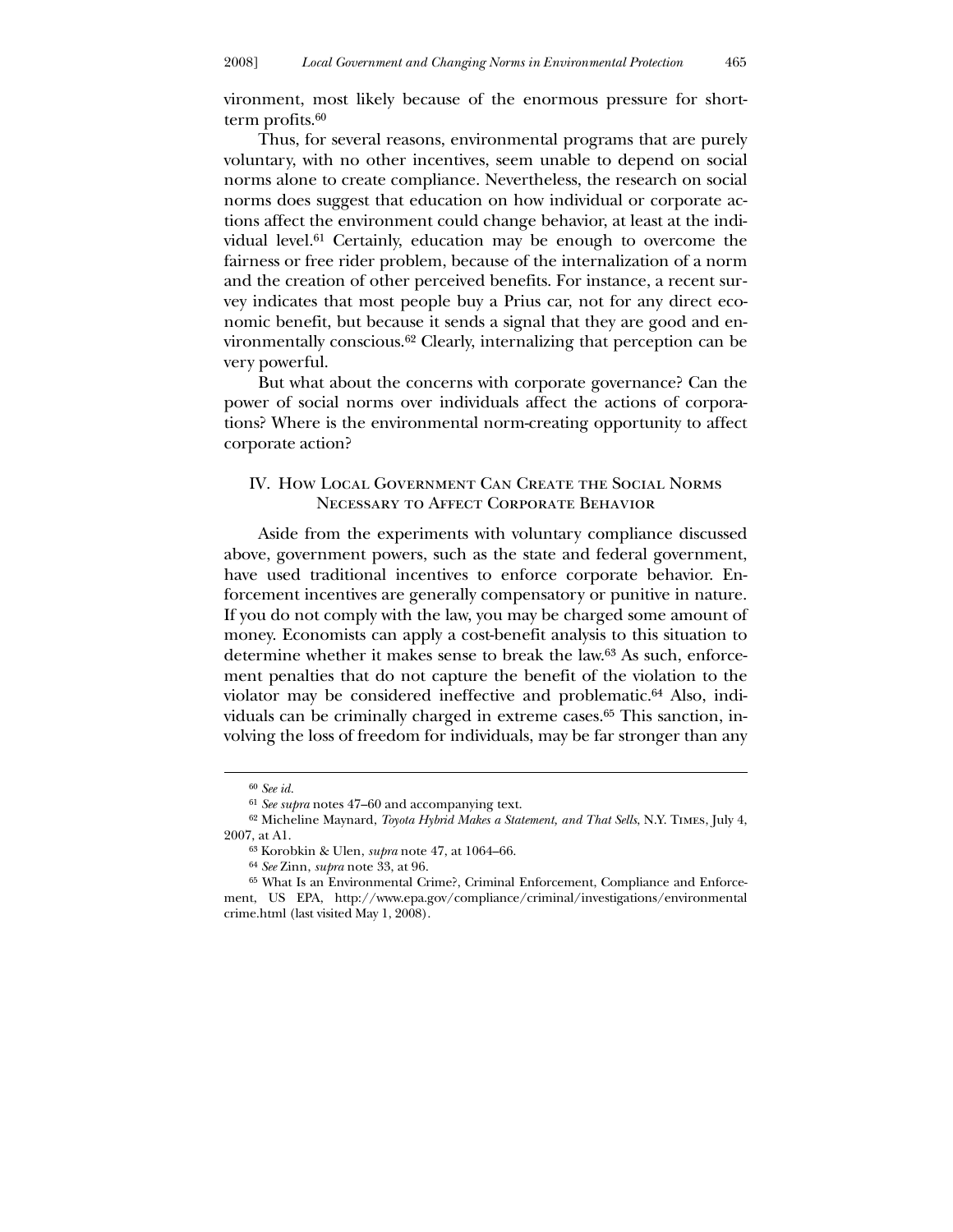vironment, most likely because of the enormous pressure for short-term profits.[60]

Thus, for several reasons, environmental programs that are purely voluntary, with no other incentives, seem unable to depend on social norms alone to create compliance. Nevertheless, the research on social norms does suggest that education on how individual or corporate actions affect the environment could change behavior, at least at the individual level.[61] Certainly, education may be enough to overcome the fairness or free rider problem, because of the internalization of a norm and the creation of other perceived benefits. For instance, a recent survey indicates that most people buy a Prius car, not for any direct economic benefit, but because it sends a signal that they are good and environmentally conscious.[62] Clearly, internalizing that perception can be very powerful.

But what about the concerns with corporate governance? Can the power of social norms over individuals affect the actions of corporations? Where is the environmental norm-creating opportunity to affect corporate action?

## IV. How Local Government Can Create the Social Norms Necessary to Affect Corporate Behavior

Aside from the experiments with voluntary compliance discussed above, government powers, such as the state and federal government, have used traditional incentives to enforce corporate behavior. Enforcement incentives are generally compensatory or punitive in nature. If you do not comply with the law, you may be charged some amount of money. Economists can apply a cost-benefit analysis to this situation to determine whether it makes sense to break the law.[63] As such, enforcement penalties that do not capture the benefit of the violation to the violator may be considered ineffective and problematic.[64] Also, individuals can be criminally charged in extreme cases.[65] This sanction, involving the loss of freedom for individuals, may be far stronger than any

---

[60] *See id.*

[61] *See supra* notes 47–60 and accompanying text.

[62] Micheline Maynard, *Toyota Hybrid Makes a Statement, and That Sells*, N.Y. Times, July 4, 2007, at A1.

[63] Korobkin & Ulen, *supra* note 47, at 1064–66.

[64] *See* Zinn, *supra* note 33, at 96.

[65] What Is an Environmental Crime?, Criminal Enforcement, Compliance and Enforcement, US EPA, http://www.epa.gov/compliance/criminal/investigations/environmentalcrime.html (last visited May 1, 2008).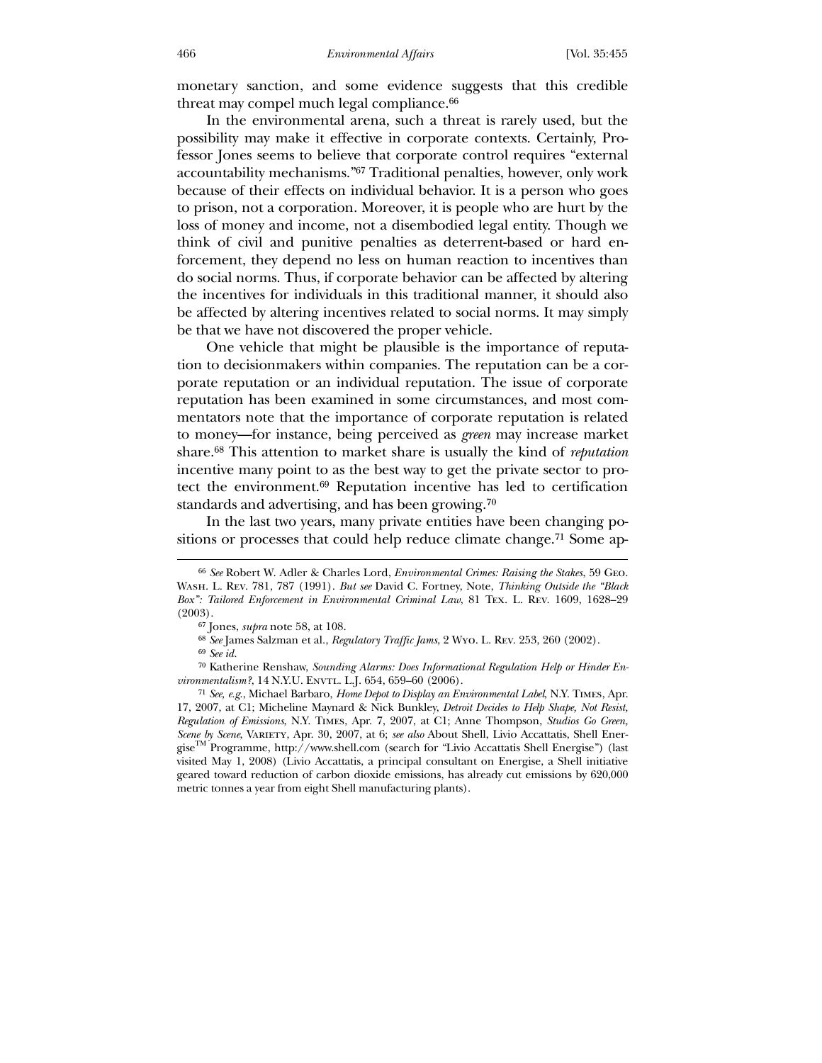monetary sanction, and some evidence suggests that this credible threat may compel much legal compliance.[66]

In the environmental arena, such a threat is rarely used, but the possibility may make it effective in corporate contexts. Certainly, Professor Jones seems to believe that corporate control requires "external accountability mechanisms."[67] Traditional penalties, however, only work because of their effects on individual behavior. It is a person who goes to prison, not a corporation. Moreover, it is people who are hurt by the loss of money and income, not a disembodied legal entity. Though we think of civil and punitive penalties as deterrent-based or hard enforcement, they depend no less on human reaction to incentives than do social norms. Thus, if corporate behavior can be affected by altering the incentives for individuals in this traditional manner, it should also be affected by altering incentives related to social norms. It may simply be that we have not discovered the proper vehicle.

One vehicle that might be plausible is the importance of reputation to decisionmakers within companies. The reputation can be a corporate reputation or an individual reputation. The issue of corporate reputation has been examined in some circumstances, and most commentators note that the importance of corporate reputation is related to money—for instance, being perceived as *green* may increase market share.[68] This attention to market share is usually the kind of *reputation* incentive many point to as the best way to get the private sector to protect the environment.[69] Reputation incentive has led to certification standards and advertising, and has been growing.[70]

In the last two years, many private entities have been changing positions or processes that could help reduce climate change.[71] Some ap-

---

[66] *See* Robert W. Adler & Charles Lord, *Environmental Crimes: Raising the Stakes*, 59 Geo. Wash. L. Rev. 781, 787 (1991). *But see* David C. Fortney, Note, *Thinking Outside the "Black Box": Tailored Enforcement in Environmental Criminal Law*, 81 Tex. L. Rev. 1609, 1628–29 (2003).

[67] Jones, *supra* note 58, at 108.

[68] *See* James Salzman et al., *Regulatory Traffic Jams*, 2 Wyo. L. Rev. 253, 260 (2002).

[69] *See id.*

[70] Katherine Renshaw, *Sounding Alarms: Does Informational Regulation Help or Hinder Environmentalism?*, 14 N.Y.U. Envtl. L.J. 654, 659–60 (2006).

[71] *See, e.g.*, Michael Barbaro, *Home Depot to Display an Environmental Label*, N.Y. Times, Apr. 17, 2007, at C1; Micheline Maynard & Nick Bunkley, *Detroit Decides to Help Shape, Not Resist, Regulation of Emissions*, N.Y. Times, Apr. 7, 2007, at C1; Anne Thompson, *Studios Go Green, Scene by Scene*, Variety, Apr. 30, 2007, at 6; *see also* About Shell, Livio Accattatis, Shell Energise™ Programme, http://www.shell.com (search for "Livio Accattatis Shell Energise") (last visited May 1, 2008) (Livio Accattatis, a principal consultant on Energise, a Shell initiative geared toward reduction of carbon dioxide emissions, has already cut emissions by 620,000 metric tonnes a year from eight Shell manufacturing plants).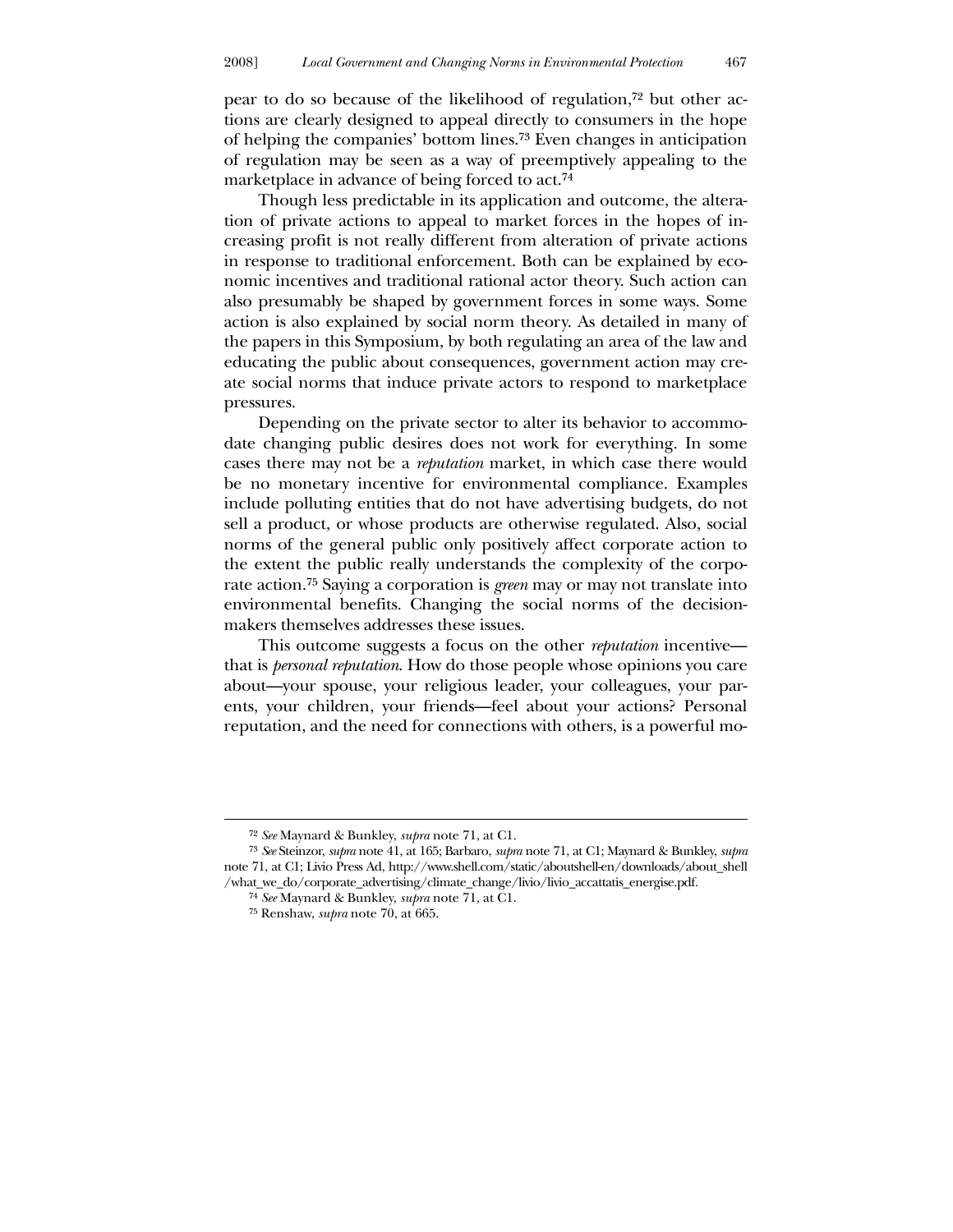pear to do so because of the likelihood of regulation,[72] but other actions are clearly designed to appeal directly to consumers in the hope of helping the companies' bottom lines.[73] Even changes in anticipation of regulation may be seen as a way of preemptively appealing to the marketplace in advance of being forced to act.[74]

Though less predictable in its application and outcome, the alteration of private actions to appeal to market forces in the hopes of increasing profit is not really different from alteration of private actions in response to traditional enforcement. Both can be explained by economic incentives and traditional rational actor theory. Such action can also presumably be shaped by government forces in some ways. Some action is also explained by social norm theory. As detailed in many of the papers in this Symposium, by both regulating an area of the law and educating the public about consequences, government action may create social norms that induce private actors to respond to marketplace pressures.

Depending on the private sector to alter its behavior to accommodate changing public desires does not work for everything. In some cases there may not be a *reputation* market, in which case there would be no monetary incentive for environmental compliance. Examples include polluting entities that do not have advertising budgets, do not sell a product, or whose products are otherwise regulated. Also, social norms of the general public only positively affect corporate action to the extent the public really understands the complexity of the corporate action.[75] Saying a corporation is *green* may or may not translate into environmental benefits. Changing the social norms of the decision-makers themselves addresses these issues.

This outcome suggests a focus on the other *reputation* incentive—that is *personal reputation*. How do those people whose opinions you care about—your spouse, your religious leader, your colleagues, your parents, your children, your friends—feel about your actions? Personal reputation, and the need for connections with others, is a powerful mo-

---

[72] *See* Maynard & Bunkley, *supra* note 71, at C1.

[73] *See* Steinzor, *supra* note 41, at 165; Barbaro, *supra* note 71, at C1; Maynard & Bunkley, *supra* note 71, at C1; Livio Press Ad, http://www.shell.com/static/aboutshell-en/downloads/about_shell/what_we_do/corporate_advertising/climate_change/livio/livio_accattatis_energise.pdf.

[74] *See* Maynard & Bunkley, *supra* note 71, at C1.

[75] Renshaw, *supra* note 70, at 665.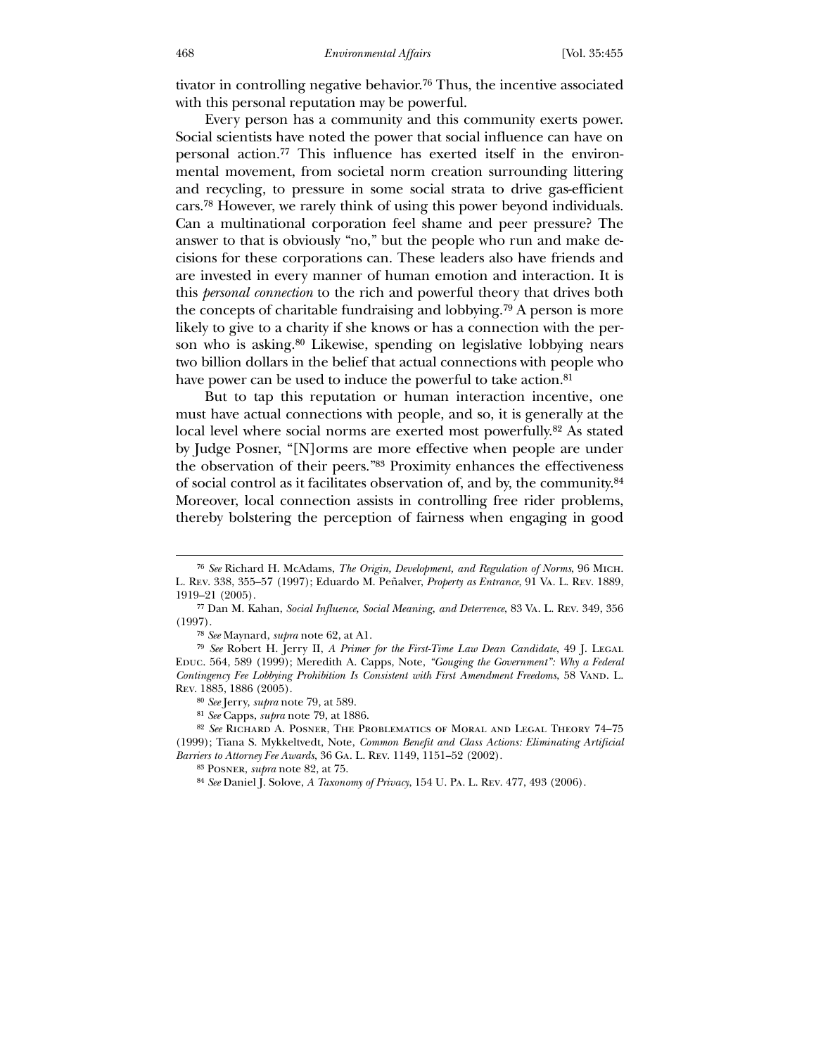tivator in controlling negative behavior.[76] Thus, the incentive associated with this personal reputation may be powerful.

Every person has a community and this community exerts power. Social scientists have noted the power that social influence can have on personal action.[77] This influence has exerted itself in the environmental movement, from societal norm creation surrounding littering and recycling, to pressure in some social strata to drive gas-efficient cars.[78] However, we rarely think of using this power beyond individuals. Can a multinational corporation feel shame and peer pressure? The answer to that is obviously "no," but the people who run and make decisions for these corporations can. These leaders also have friends and are invested in every manner of human emotion and interaction. It is this *personal connection* to the rich and powerful theory that drives both the concepts of charitable fundraising and lobbying.[79] A person is more likely to give to a charity if she knows or has a connection with the person who is asking.[80] Likewise, spending on legislative lobbying nears two billion dollars in the belief that actual connections with people who have power can be used to induce the powerful to take action.[81]

But to tap this reputation or human interaction incentive, one must have actual connections with people, and so, it is generally at the local level where social norms are exerted most powerfully.[82] As stated by Judge Posner, "[N]orms are more effective when people are under the observation of their peers."[83] Proximity enhances the effectiveness of social control as it facilitates observation of, and by, the community.[84] Moreover, local connection assists in controlling free rider problems, thereby bolstering the perception of fairness when engaging in good

---

[76] *See* Richard H. McAdams, *The Origin, Development, and Regulation of Norms*, 96 Mich. L. Rev. 338, 355–57 (1997); Eduardo M. Peñalver, *Property as Entrance*, 91 Va. L. Rev. 1889, 1919–21 (2005).

[77] Dan M. Kahan, *Social Influence, Social Meaning, and Deterrence*, 83 Va. L. Rev. 349, 356 (1997).

[78] *See* Maynard, *supra* note 62, at A1.

[79] *See* Robert H. Jerry II, *A Primer for the First-Time Law Dean Candidate*, 49 J. Legal Educ. 564, 589 (1999); Meredith A. Capps, Note, *"Gouging the Government": Why a Federal Contingency Fee Lobbying Prohibition Is Consistent with First Amendment Freedoms*, 58 Vand. L. Rev. 1885, 1886 (2005).

[80] *See* Jerry, *supra* note 79, at 589.

[81] *See* Capps, *supra* note 79, at 1886.

[82] *See* Richard A. Posner, The Problematics of Moral and Legal Theory 74–75 (1999); Tiana S. Mykkeltvedt, Note, *Common Benefit and Class Actions: Eliminating Artificial Barriers to Attorney Fee Awards*, 36 Ga. L. Rev. 1149, 1151–52 (2002).

[83] Posner, *supra* note 82, at 75.

[84] *See* Daniel J. Solove, *A Taxonomy of Privacy*, 154 U. Pa. L. Rev. 477, 493 (2006).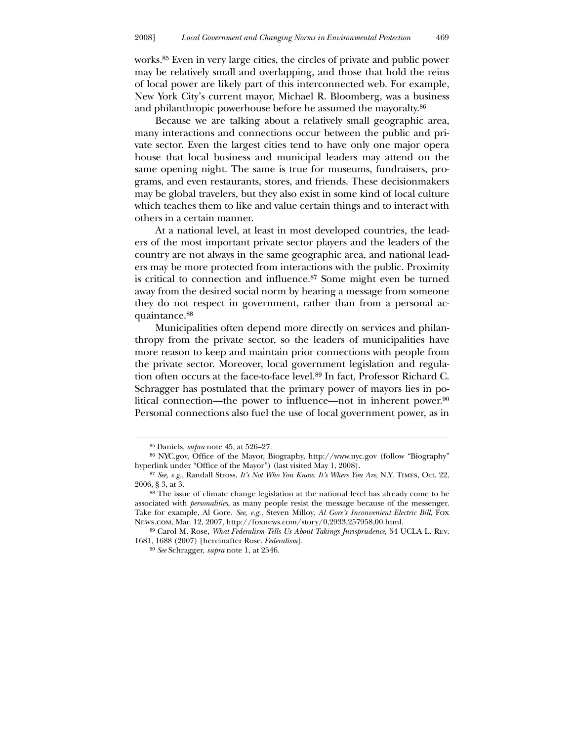works.[85] Even in very large cities, the circles of private and public power may be relatively small and overlapping, and those that hold the reins of local power are likely part of this interconnected web. For example, New York City's current mayor, Michael R. Bloomberg, was a business and philanthropic powerhouse before he assumed the mayoralty.[86]

Because we are talking about a relatively small geographic area, many interactions and connections occur between the public and private sector. Even the largest cities tend to have only one major opera house that local business and municipal leaders may attend on the same opening night. The same is true for museums, fundraisers, programs, and even restaurants, stores, and friends. These decisionmakers may be global travelers, but they also exist in some kind of local culture which teaches them to like and value certain things and to interact with others in a certain manner.

At a national level, at least in most developed countries, the leaders of the most important private sector players and the leaders of the country are not always in the same geographic area, and national leaders may be more protected from interactions with the public. Proximity is critical to connection and influence.[87] Some might even be turned away from the desired social norm by hearing a message from someone they do not respect in government, rather than from a personal acquaintance.[88]

Municipalities often depend more directly on services and philanthropy from the private sector, so the leaders of municipalities have more reason to keep and maintain prior connections with people from the private sector. Moreover, local government legislation and regulation often occurs at the face-to-face level.[89] In fact, Professor Richard C. Schragger has postulated that the primary power of mayors lies in political connection—the power to influence—not in inherent power.[90] Personal connections also fuel the use of local government power, as in

---

[85] Daniels, *supra* note 45, at 526–27.

[86] NYC.gov, Office of the Mayor, Biography, http://www.nyc.gov (follow "Biography" hyperlink under "Office of the Mayor") (last visited May 1, 2008).

[87] *See, e.g.*, Randall Stross, *It's Not Who You Know. It's Where You Are*, N.Y. TIMES, Oct. 22, 2006, § 3, at 3.

[88] The issue of climate change legislation at the national level has already come to be associated with *personalities*, as many people resist the message because of the messenger. Take for example, Al Gore. *See, e.g.*, Steven Milloy, *Al Gore's Inconvenient Electric Bill*, FOX NEWS.COM, Mar. 12, 2007, http://foxnews.com/story/0,2933,257958,00.html.

[89] Carol M. Rose, *What Federalism Tells Us About Takings Jurisprudence*, 54 UCLA L. REV. 1681, 1688 (2007) [hereinafter Rose, *Federalism*].

[90] *See* Schragger, *supra* note 1, at 2546.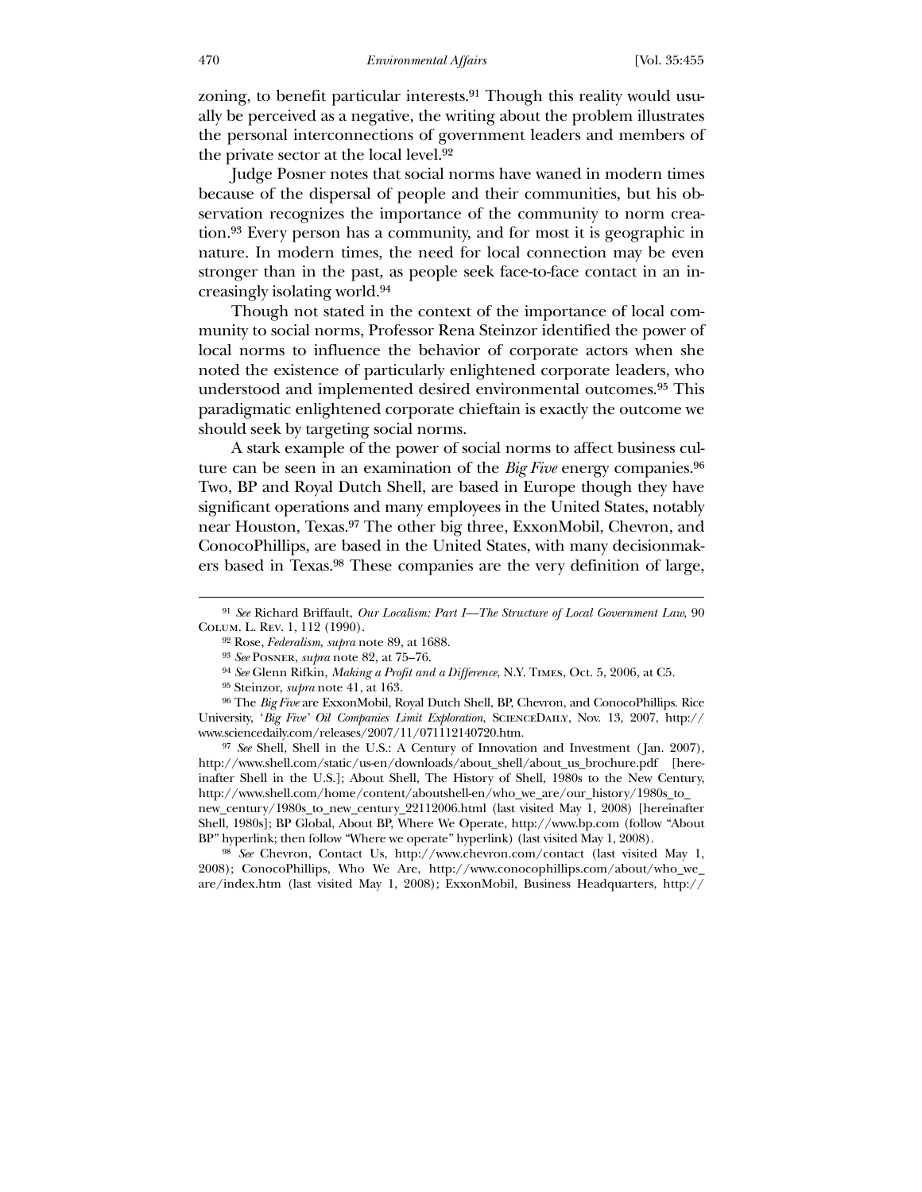zoning, to benefit particular interests.[91] Though this reality would usually be perceived as a negative, the writing about the problem illustrates the personal interconnections of government leaders and members of the private sector at the local level.[92]

Judge Posner notes that social norms have waned in modern times because of the dispersal of people and their communities, but his observation recognizes the importance of the community to norm creation.[93] Every person has a community, and for most it is geographic in nature. In modern times, the need for local connection may be even stronger than in the past, as people seek face-to-face contact in an increasingly isolating world.[94]

Though not stated in the context of the importance of local community to social norms, Professor Rena Steinzor identified the power of local norms to influence the behavior of corporate actors when she noted the existence of particularly enlightened corporate leaders, who understood and implemented desired environmental outcomes.[95] This paradigmatic enlightened corporate chieftain is exactly the outcome we should seek by targeting social norms.

A stark example of the power of social norms to affect business culture can be seen in an examination of the *Big Five* energy companies.[96] Two, BP and Royal Dutch Shell, are based in Europe though they have significant operations and many employees in the United States, notably near Houston, Texas.[97] The other big three, ExxonMobil, Chevron, and ConocoPhillips, are based in the United States, with many decisionmakers based in Texas.[98] These companies are the very definition of large,

---

[91] *See* Richard Briffault, *Our Localism: Part I—The Structure of Local Government Law*, 90 Colum. L. Rev. 1, 112 (1990).

[92] Rose, *Federalism*, *supra* note 89, at 1688.

[93] *See* Posner, *supra* note 82, at 75–76.

[94] *See* Glenn Rifkin, *Making a Profit and a Difference*, N.Y. Times, Oct. 5, 2006, at C5.

[95] Steinzor, *supra* note 41, at 163.

[96] The *Big Five* are ExxonMobil, Royal Dutch Shell, BP, Chevron, and ConocoPhillips. Rice University, '*Big Five' Oil Companies Limit Exploration*, ScienceDaily, Nov. 13, 2007, http://www.sciencedaily.com/releases/2007/11/071112140720.htm.

[97] *See* Shell, Shell in the U.S.: A Century of Innovation and Investment (Jan. 2007), http://www.shell.com/static/us-en/downloads/about_shell/about_us_brochure.pdf [hereinafter Shell in the U.S.]; About Shell, The History of Shell, 1980s to the New Century, http://www.shell.com/home/content/aboutshell-en/who_we_are/our_history/1980s_to_new_century/1980s_to_new_century_22112006.html (last visited May 1, 2008) [hereinafter Shell, 1980s]; BP Global, About BP, Where We Operate, http://www.bp.com (follow "About BP" hyperlink; then follow "Where we operate" hyperlink) (last visited May 1, 2008).

[98] *See* Chevron, Contact Us, http://www.chevron.com/contact (last visited May 1, 2008); ConocoPhillips, Who We Are, http://www.conocophillips.com/about/who_we_are/index.htm (last visited May 1, 2008); ExxonMobil, Business Headquarters, http://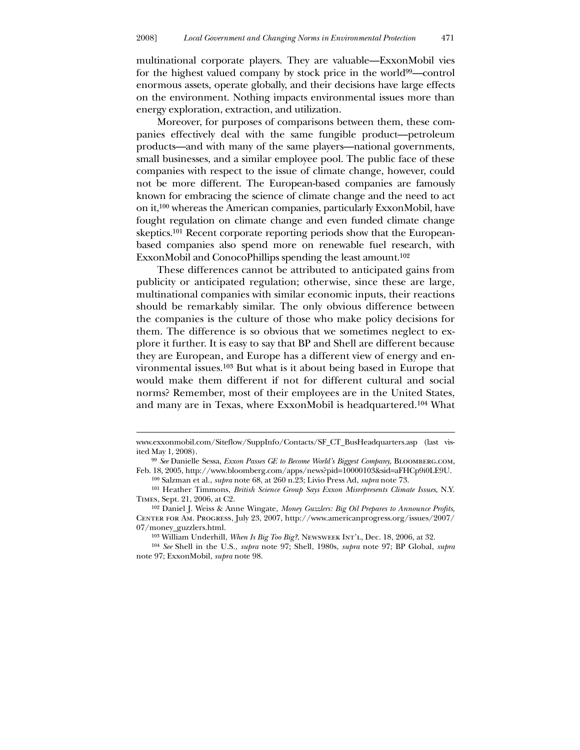multinational corporate players. They are valuable—ExxonMobil vies for the highest valued company by stock price in the world[99]—control enormous assets, operate globally, and their decisions have large effects on the environment. Nothing impacts environmental issues more than energy exploration, extraction, and utilization.

Moreover, for purposes of comparisons between them, these companies effectively deal with the same fungible product—petroleum products—and with many of the same players—national governments, small businesses, and a similar employee pool. The public face of these companies with respect to the issue of climate change, however, could not be more different. The European-based companies are famously known for embracing the science of climate change and the need to act on it,[100] whereas the American companies, particularly ExxonMobil, have fought regulation on climate change and even funded climate change skeptics.[101] Recent corporate reporting periods show that the European-based companies also spend more on renewable fuel research, with ExxonMobil and ConocoPhillips spending the least amount.[102]

These differences cannot be attributed to anticipated gains from publicity or anticipated regulation; otherwise, since these are large, multinational companies with similar economic inputs, their reactions should be remarkably similar. The only obvious difference between the companies is the culture of those who make policy decisions for them. The difference is so obvious that we sometimes neglect to explore it further. It is easy to say that BP and Shell are different because they are European, and Europe has a different view of energy and environmental issues.[103] But what is it about being based in Europe that would make them different if not for different cultural and social norms? Remember, most of their employees are in the United States, and many are in Texas, where ExxonMobil is headquartered.[104] What

---

www.exxonmobil.com/Siteflow/SuppInfo/Contacts/SF_CT_BusHeadquarters.asp (last visited May 1, 2008).

[99] *See* Danielle Sessa, *Exxon Passes GE to Become World's Biggest Company*, Bloomberg.com, Feb. 18, 2005, http://www.bloomberg.com/apps/news?pid=10000103&sid=aFHCp9i0LE9U.

[100] Salzman et al., *supra* note 68, at 260 n.23; Livio Press Ad, *supra* note 73.

[101] Heather Timmons, *British Science Group Says Exxon Misrepresents Climate Issues*, N.Y. Times, Sept. 21, 2006, at C2.

[102] Daniel J. Weiss & Anne Wingate, *Money Guzzlers: Big Oil Prepares to Announce Profits*, Center for Am. Progress, July 23, 2007, http://www.americanprogress.org/issues/2007/07/money_guzzlers.html.

[103] William Underhill, *When Is Big Too Big?*, Newsweek Int'l, Dec. 18, 2006, at 32.

[104] *See* Shell in the U.S., *supra* note 97; Shell, 1980s, *supra* note 97; BP Global, *supra* note 97; ExxonMobil, *supra* note 98.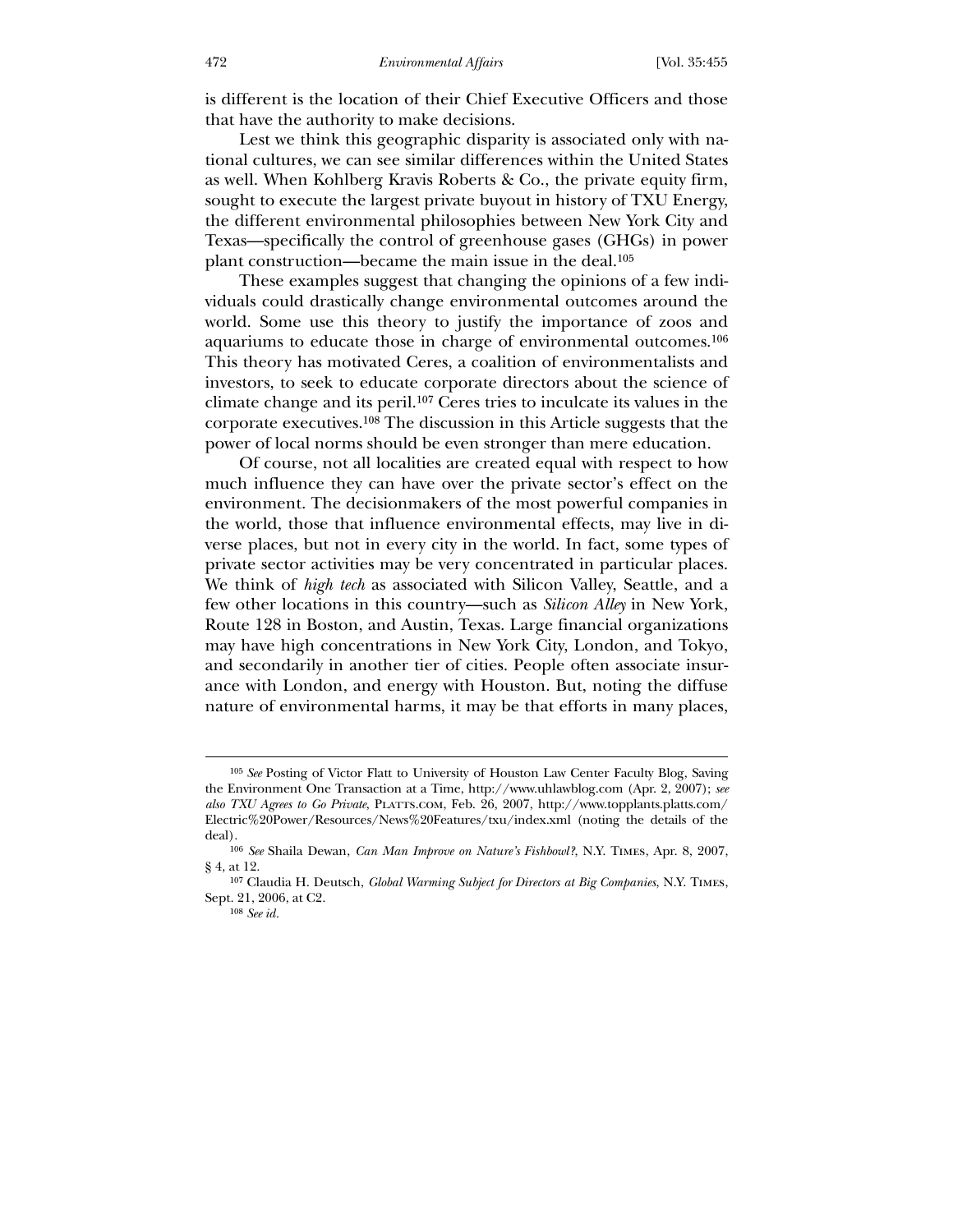is different is the location of their Chief Executive Officers and those that have the authority to make decisions.

Lest we think this geographic disparity is associated only with national cultures, we can see similar differences within the United States as well. When Kohlberg Kravis Roberts & Co., the private equity firm, sought to execute the largest private buyout in history of TXU Energy, the different environmental philosophies between New York City and Texas—specifically the control of greenhouse gases (GHGs) in power plant construction—became the main issue in the deal.[105]

These examples suggest that changing the opinions of a few individuals could drastically change environmental outcomes around the world. Some use this theory to justify the importance of zoos and aquariums to educate those in charge of environmental outcomes.[106] This theory has motivated Ceres, a coalition of environmentalists and investors, to seek to educate corporate directors about the science of climate change and its peril.[107] Ceres tries to inculcate its values in the corporate executives.[108] The discussion in this Article suggests that the power of local norms should be even stronger than mere education.

Of course, not all localities are created equal with respect to how much influence they can have over the private sector's effect on the environment. The decisionmakers of the most powerful companies in the world, those that influence environmental effects, may live in diverse places, but not in every city in the world. In fact, some types of private sector activities may be very concentrated in particular places. We think of *high tech* as associated with Silicon Valley, Seattle, and a few other locations in this country—such as *Silicon Alley* in New York, Route 128 in Boston, and Austin, Texas. Large financial organizations may have high concentrations in New York City, London, and Tokyo, and secondarily in another tier of cities. People often associate insurance with London, and energy with Houston. But, noting the diffuse nature of environmental harms, it may be that efforts in many places,

---

[105] *See* Posting of Victor Flatt to University of Houston Law Center Faculty Blog, Saving the Environment One Transaction at a Time, http://www.uhlawblog.com (Apr. 2, 2007); *see also TXU Agrees to Go Private*, PLATTS.COM, Feb. 26, 2007, http://www.topplants.platts.com/Electric%20Power/Resources/News%20Features/txu/index.xml (noting the details of the deal).

[106] *See* Shaila Dewan, *Can Man Improve on Nature's Fishbowl?*, N.Y. TIMES, Apr. 8, 2007, § 4, at 12.

[107] Claudia H. Deutsch, *Global Warming Subject for Directors at Big Companies*, N.Y. TIMES, Sept. 21, 2006, at C2.

[108] *See id.*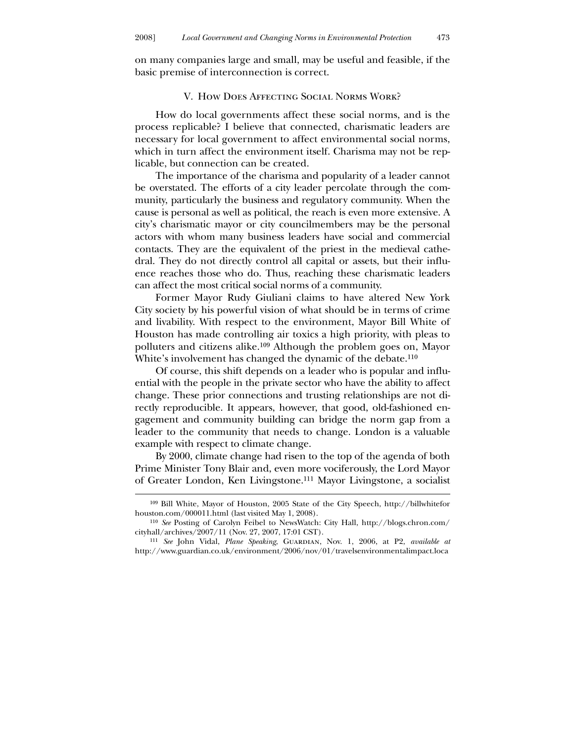on many companies large and small, may be useful and feasible, if the basic premise of interconnection is correct.

## V. How Does Affecting Social Norms Work?

How do local governments affect these social norms, and is the process replicable? I believe that connected, charismatic leaders are necessary for local government to affect environmental social norms, which in turn affect the environment itself. Charisma may not be replicable, but connection can be created.

The importance of the charisma and popularity of a leader cannot be overstated. The efforts of a city leader percolate through the community, particularly the business and regulatory community. When the cause is personal as well as political, the reach is even more extensive. A city's charismatic mayor or city councilmembers may be the personal actors with whom many business leaders have social and commercial contacts. They are the equivalent of the priest in the medieval cathedral. They do not directly control all capital or assets, but their influence reaches those who do. Thus, reaching these charismatic leaders can affect the most critical social norms of a community.

Former Mayor Rudy Giuliani claims to have altered New York City society by his powerful vision of what should be in terms of crime and livability. With respect to the environment, Mayor Bill White of Houston has made controlling air toxics a high priority, with pleas to polluters and citizens alike.[109] Although the problem goes on, Mayor White's involvement has changed the dynamic of the debate.[110]

Of course, this shift depends on a leader who is popular and influential with the people in the private sector who have the ability to affect change. These prior connections and trusting relationships are not directly reproducible. It appears, however, that good, old-fashioned engagement and community building can bridge the norm gap from a leader to the community that needs to change. London is a valuable example with respect to climate change.

By 2000, climate change had risen to the top of the agenda of both Prime Minister Tony Blair and, even more vociferously, the Lord Mayor of Greater London, Ken Livingstone.[111] Mayor Livingstone, a socialist

---

[109] Bill White, Mayor of Houston, 2005 State of the City Speech, http://billwhiteforhouston.com/000011.html (last visited May 1, 2008).

[110] *See* Posting of Carolyn Feibel to NewsWatch: City Hall, http://blogs.chron.com/cityhall/archives/2007/11 (Nov. 27, 2007, 17:01 CST).

[111] *See* John Vidal, *Plane Speaking*, Guardian, Nov. 1, 2006, at P2, *available at* http://www.guardian.co.uk/environment/2006/nov/01/travelsenvironmentalimpact.loca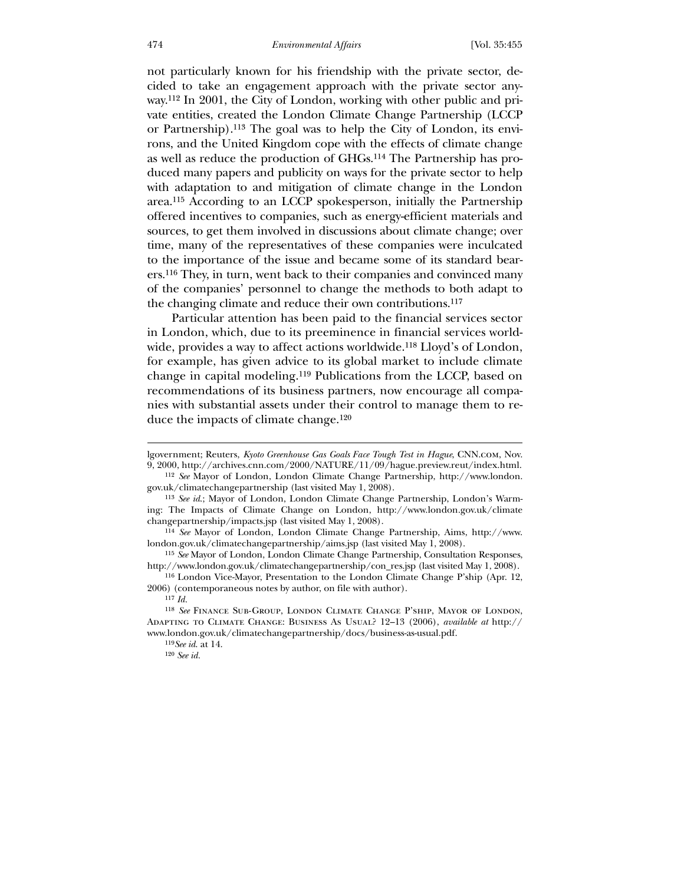not particularly known for his friendship with the private sector, decided to take an engagement approach with the private sector anyway.[112] In 2001, the City of London, working with other public and private entities, created the London Climate Change Partnership (LCCP or Partnership).[113] The goal was to help the City of London, its environs, and the United Kingdom cope with the effects of climate change as well as reduce the production of GHGs.[114] The Partnership has produced many papers and publicity on ways for the private sector to help with adaptation to and mitigation of climate change in the London area.[115] According to an LCCP spokesperson, initially the Partnership offered incentives to companies, such as energy-efficient materials and sources, to get them involved in discussions about climate change; over time, many of the representatives of these companies were inculcated to the importance of the issue and became some of its standard bearers.[116] They, in turn, went back to their companies and convinced many of the companies' personnel to change the methods to both adapt to the changing climate and reduce their own contributions.[117]

Particular attention has been paid to the financial services sector in London, which, due to its preeminence in financial services worldwide, provides a way to affect actions worldwide.[118] Lloyd's of London, for example, has given advice to its global market to include climate change in capital modeling.[119] Publications from the LCCP, based on recommendations of its business partners, now encourage all companies with substantial assets under their control to manage them to reduce the impacts of climate change.[120]

---

lgovernment; Reuters, *Kyoto Greenhouse Gas Goals Face Tough Test in Hague*, CNN.com, Nov. 9, 2000, http://archives.cnn.com/2000/NATURE/11/09/hague.preview.reut/index.html.

[112] *See* Mayor of London, London Climate Change Partnership, http://www.london.gov.uk/climatechangepartnership (last visited May 1, 2008).

[113] *See id.*; Mayor of London, London Climate Change Partnership, London's Warming: The Impacts of Climate Change on London, http://www.london.gov.uk/climatechangepartnership/impacts.jsp (last visited May 1, 2008).

[114] *See* Mayor of London, London Climate Change Partnership, Aims, http://www.london.gov.uk/climatechangepartnership/aims.jsp (last visited May 1, 2008).

[115] *See* Mayor of London, London Climate Change Partnership, Consultation Responses, http://www.london.gov.uk/climatechangepartnership/con_res.jsp (last visited May 1, 2008).

[116] London Vice-Mayor, Presentation to the London Climate Change P'ship (Apr. 12, 2006) (contemporaneous notes by author, on file with author).

[117] *Id.*

[118] *See* Finance Sub-Group, London Climate Change P'ship, Mayor of London, Adapting to Climate Change: Business As Usual? 12–13 (2006), *available at* http://www.london.gov.uk/climatechangepartnership/docs/business-as-usual.pdf.

[119] *See id.* at 14.

[120] *See id.*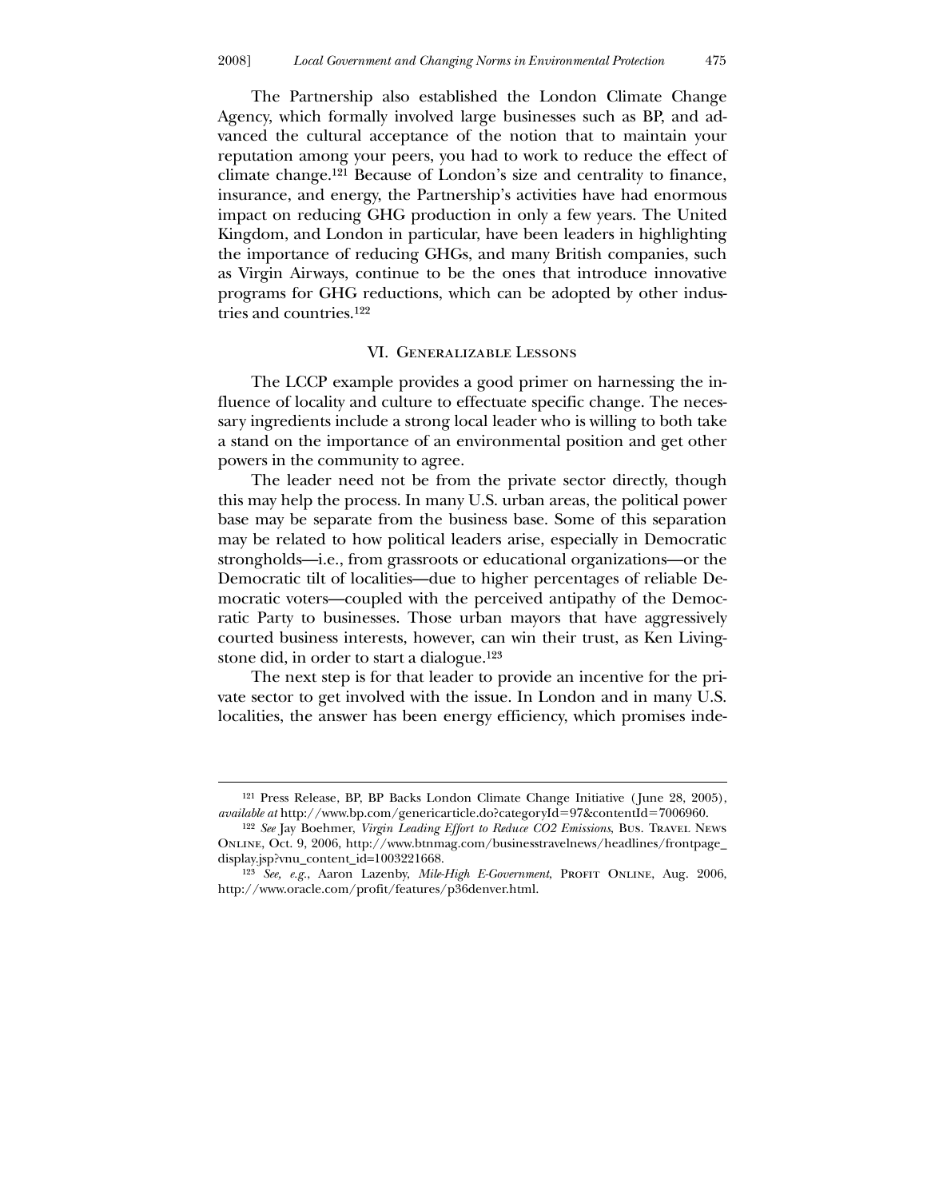The Partnership also established the London Climate Change Agency, which formally involved large businesses such as BP, and advanced the cultural acceptance of the notion that to maintain your reputation among your peers, you had to work to reduce the effect of climate change.[121] Because of London's size and centrality to finance, insurance, and energy, the Partnership's activities have had enormous impact on reducing GHG production in only a few years. The United Kingdom, and London in particular, have been leaders in highlighting the importance of reducing GHGs, and many British companies, such as Virgin Airways, continue to be the ones that introduce innovative programs for GHG reductions, which can be adopted by other industries and countries.[122]

## VI. Generalizable Lessons

The LCCP example provides a good primer on harnessing the influence of locality and culture to effectuate specific change. The necessary ingredients include a strong local leader who is willing to both take a stand on the importance of an environmental position and get other powers in the community to agree.

The leader need not be from the private sector directly, though this may help the process. In many U.S. urban areas, the political power base may be separate from the business base. Some of this separation may be related to how political leaders arise, especially in Democratic strongholds—i.e., from grassroots or educational organizations—or the Democratic tilt of localities—due to higher percentages of reliable Democratic voters—coupled with the perceived antipathy of the Democratic Party to businesses. Those urban mayors that have aggressively courted business interests, however, can win their trust, as Ken Livingstone did, in order to start a dialogue.[123]

The next step is for that leader to provide an incentive for the private sector to get involved with the issue. In London and in many U.S. localities, the answer has been energy efficiency, which promises inde-

---

[121] Press Release, BP, BP Backs London Climate Change Initiative (June 28, 2005), *available at* http://www.bp.com/genericarticle.do?categoryId=97&contentId=7006960.

[122] *See* Jay Boehmer, *Virgin Leading Effort to Reduce CO2 Emissions*, Bus. Travel News Online, Oct. 9, 2006, http://www.btnmag.com/businesstravelnews/headlines/frontpage_display.jsp?vnu_content_id=1003221668.

[123] *See, e.g.*, Aaron Lazenby, *Mile-High E-Government*, Profit Online, Aug. 2006, http://www.oracle.com/profit/features/p36denver.html.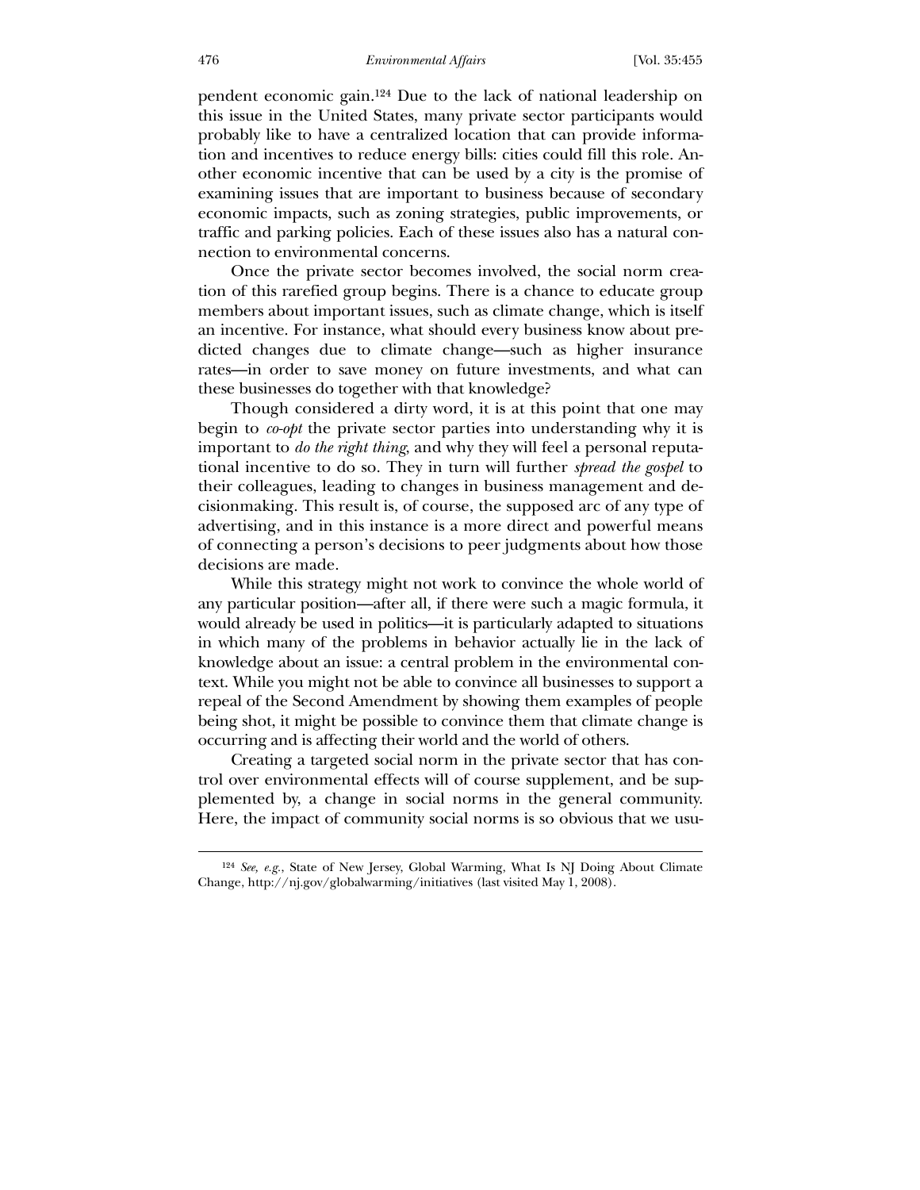pendent economic gain.[124] Due to the lack of national leadership on this issue in the United States, many private sector participants would probably like to have a centralized location that can provide information and incentives to reduce energy bills: cities could fill this role. Another economic incentive that can be used by a city is the promise of examining issues that are important to business because of secondary economic impacts, such as zoning strategies, public improvements, or traffic and parking policies. Each of these issues also has a natural connection to environmental concerns.

Once the private sector becomes involved, the social norm creation of this rarefied group begins. There is a chance to educate group members about important issues, such as climate change, which is itself an incentive. For instance, what should every business know about predicted changes due to climate change—such as higher insurance rates—in order to save money on future investments, and what can these businesses do together with that knowledge?

Though considered a dirty word, it is at this point that one may begin to *co-opt* the private sector parties into understanding why it is important to *do the right thing*, and why they will feel a personal reputational incentive to do so. They in turn will further *spread the gospel* to their colleagues, leading to changes in business management and decisionmaking. This result is, of course, the supposed arc of any type of advertising, and in this instance is a more direct and powerful means of connecting a person's decisions to peer judgments about how those decisions are made.

While this strategy might not work to convince the whole world of any particular position—after all, if there were such a magic formula, it would already be used in politics—it is particularly adapted to situations in which many of the problems in behavior actually lie in the lack of knowledge about an issue: a central problem in the environmental context. While you might not be able to convince all businesses to support a repeal of the Second Amendment by showing them examples of people being shot, it might be possible to convince them that climate change is occurring and is affecting their world and the world of others.

Creating a targeted social norm in the private sector that has control over environmental effects will of course supplement, and be supplemented by, a change in social norms in the general community. Here, the impact of community social norms is so obvious that we usu-

---

[124] *See, e.g.*, State of New Jersey, Global Warming, What Is NJ Doing About Climate Change, http://nj.gov/globalwarming/initiatives (last visited May 1, 2008).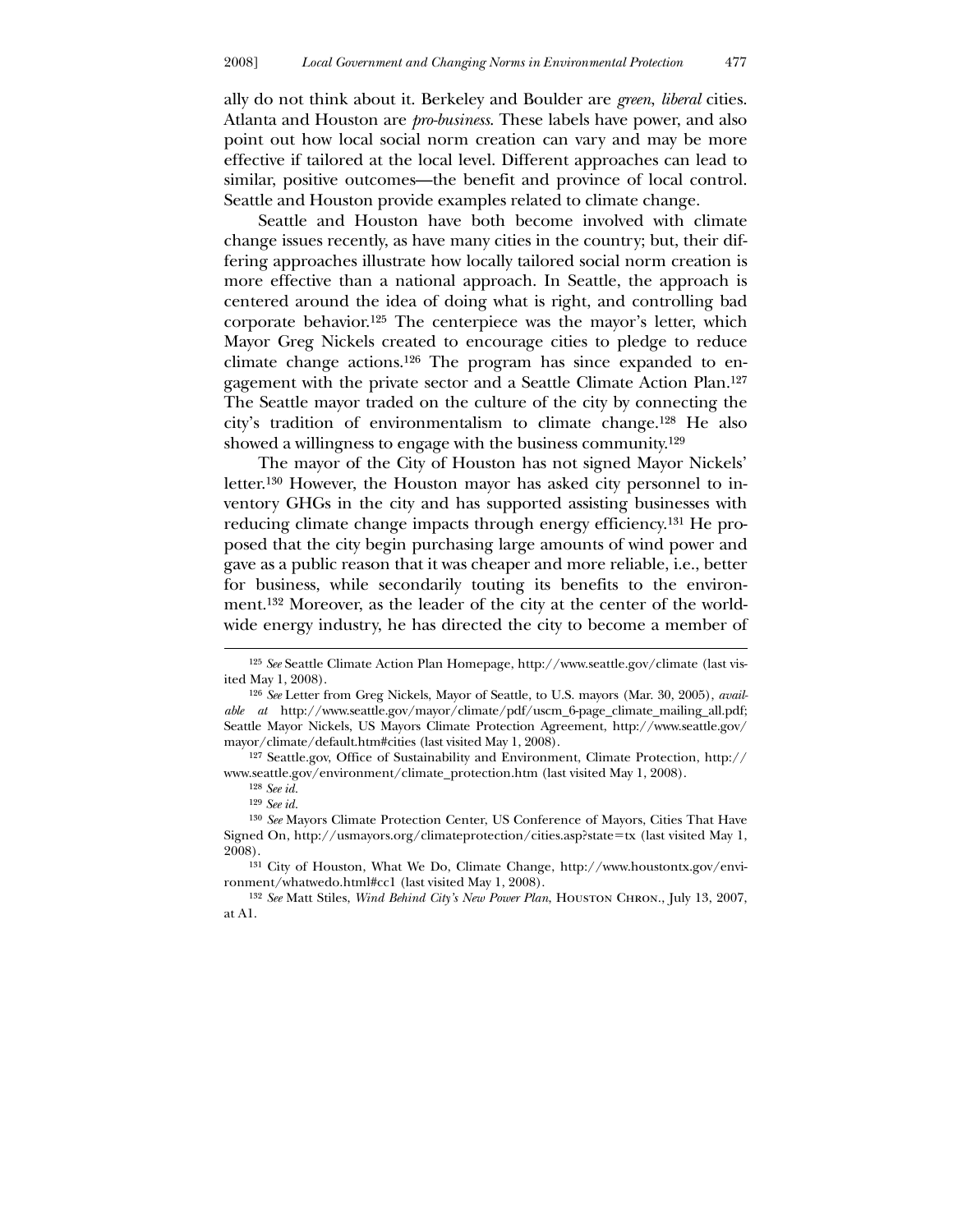ally do not think about it. Berkeley and Boulder are *green*, *liberal* cities. Atlanta and Houston are *pro-business*. These labels have power, and also point out how local social norm creation can vary and may be more effective if tailored at the local level. Different approaches can lead to similar, positive outcomes—the benefit and province of local control. Seattle and Houston provide examples related to climate change.

Seattle and Houston have both become involved with climate change issues recently, as have many cities in the country; but, their differing approaches illustrate how locally tailored social norm creation is more effective than a national approach. In Seattle, the approach is centered around the idea of doing what is right, and controlling bad corporate behavior.[125] The centerpiece was the mayor's letter, which Mayor Greg Nickels created to encourage cities to pledge to reduce climate change actions.[126] The program has since expanded to engagement with the private sector and a Seattle Climate Action Plan.[127] The Seattle mayor traded on the culture of the city by connecting the city's tradition of environmentalism to climate change.[128] He also showed a willingness to engage with the business community.[129]

The mayor of the City of Houston has not signed Mayor Nickels' letter.[130] However, the Houston mayor has asked city personnel to inventory GHGs in the city and has supported assisting businesses with reducing climate change impacts through energy efficiency.[131] He proposed that the city begin purchasing large amounts of wind power and gave as a public reason that it was cheaper and more reliable, i.e., better for business, while secondarily touting its benefits to the environment.[132] Moreover, as the leader of the city at the center of the worldwide energy industry, he has directed the city to become a member of

---

[125] *See* Seattle Climate Action Plan Homepage, http://www.seattle.gov/climate (last visited May 1, 2008).

[126] *See* Letter from Greg Nickels, Mayor of Seattle, to U.S. mayors (Mar. 30, 2005), *available at* http://www.seattle.gov/mayor/climate/pdf/uscm_6-page_climate_mailing_all.pdf; Seattle Mayor Nickels, US Mayors Climate Protection Agreement, http://www.seattle.gov/mayor/climate/default.htm#cities (last visited May 1, 2008).

[127] Seattle.gov, Office of Sustainability and Environment, Climate Protection, http://www.seattle.gov/environment/climate_protection.htm (last visited May 1, 2008).

[128] *See id.*

[129] *See id.*

[130] *See* Mayors Climate Protection Center, US Conference of Mayors, Cities That Have Signed On, http://usmayors.org/climateprotection/cities.asp?state=tx (last visited May 1, 2008).

[131] City of Houston, What We Do, Climate Change, http://www.houstontx.gov/environment/whatwedo.html#cc1 (last visited May 1, 2008).

[132] *See* Matt Stiles, *Wind Behind City's New Power Plan*, HOUSTON CHRON., July 13, 2007, at A1.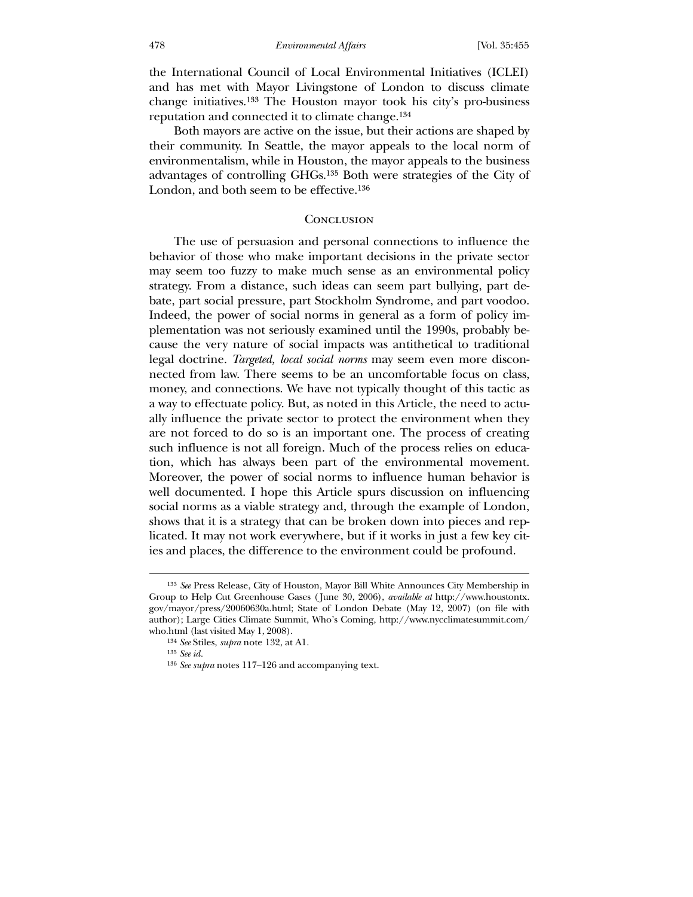the International Council of Local Environmental Initiatives (ICLEI) and has met with Mayor Livingstone of London to discuss climate change initiatives.[133] The Houston mayor took his city's pro-business reputation and connected it to climate change.[134]

Both mayors are active on the issue, but their actions are shaped by their community. In Seattle, the mayor appeals to the local norm of environmentalism, while in Houston, the mayor appeals to the business advantages of controlling GHGs.[135] Both were strategies of the City of London, and both seem to be effective.[136]

## Conclusion

The use of persuasion and personal connections to influence the behavior of those who make important decisions in the private sector may seem too fuzzy to make much sense as an environmental policy strategy. From a distance, such ideas can seem part bullying, part debate, part social pressure, part Stockholm Syndrome, and part voodoo. Indeed, the power of social norms in general as a form of policy implementation was not seriously examined until the 1990s, probably because the very nature of social impacts was antithetical to traditional legal doctrine. *Targeted, local social norms* may seem even more disconnected from law. There seems to be an uncomfortable focus on class, money, and connections. We have not typically thought of this tactic as a way to effectuate policy. But, as noted in this Article, the need to actually influence the private sector to protect the environment when they are not forced to do so is an important one. The process of creating such influence is not all foreign. Much of the process relies on education, which has always been part of the environmental movement. Moreover, the power of social norms to influence human behavior is well documented. I hope this Article spurs discussion on influencing social norms as a viable strategy and, through the example of London, shows that it is a strategy that can be broken down into pieces and replicated. It may not work everywhere, but if it works in just a few key cities and places, the difference to the environment could be profound.

---

[133] *See* Press Release, City of Houston, Mayor Bill White Announces City Membership in Group to Help Cut Greenhouse Gases (June 30, 2006), *available at* http://www.houstontx.gov/mayor/press/20060630a.html; State of London Debate (May 12, 2007) (on file with author); Large Cities Climate Summit, Who's Coming, http://www.nycclimatesummit.com/who.html (last visited May 1, 2008).

[134] *See* Stiles, *supra* note 132, at A1.

[135] *See id.*

[136] *See supra* notes 117–126 and accompanying text.